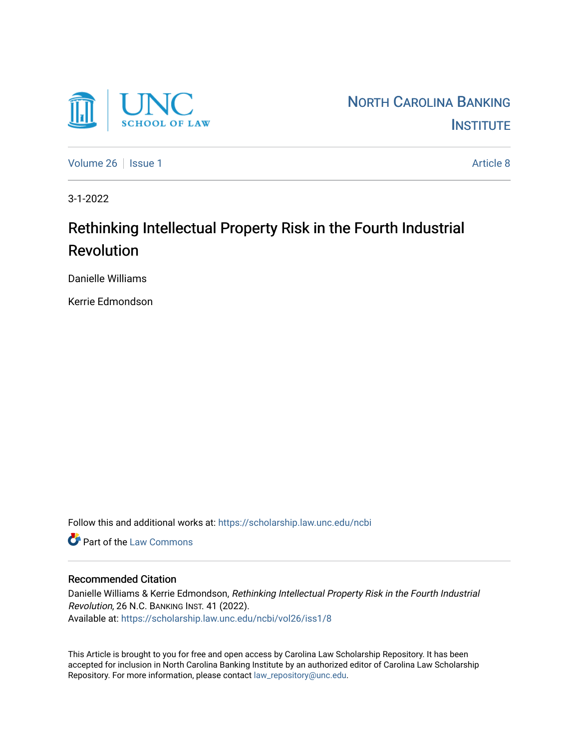UNC SCHOOL OF LAW

NORTH CAROLINA BANKING INSTITUTE

Volume 26 | Issue 1 | Article 8

3-1-2022

# Rethinking Intellectual Property Risk in the Fourth Industrial Revolution

Danielle Williams

Kerrie Edmondson

Follow this and additional works at: https://scholarship.law.unc.edu/ncbi

Part of the Law Commons

## Recommended Citation

Danielle Williams & Kerrie Edmondson, *Rethinking Intellectual Property Risk in the Fourth Industrial Revolution*, 26 N.C. BANKING INST. 41 (2022).
Available at: https://scholarship.law.unc.edu/ncbi/vol26/iss1/8

This Article is brought to you for free and open access by Carolina Law Scholarship Repository. It has been accepted for inclusion in North Carolina Banking Institute by an authorized editor of Carolina Law Scholarship Repository. For more information, please contact law_repository@unc.edu.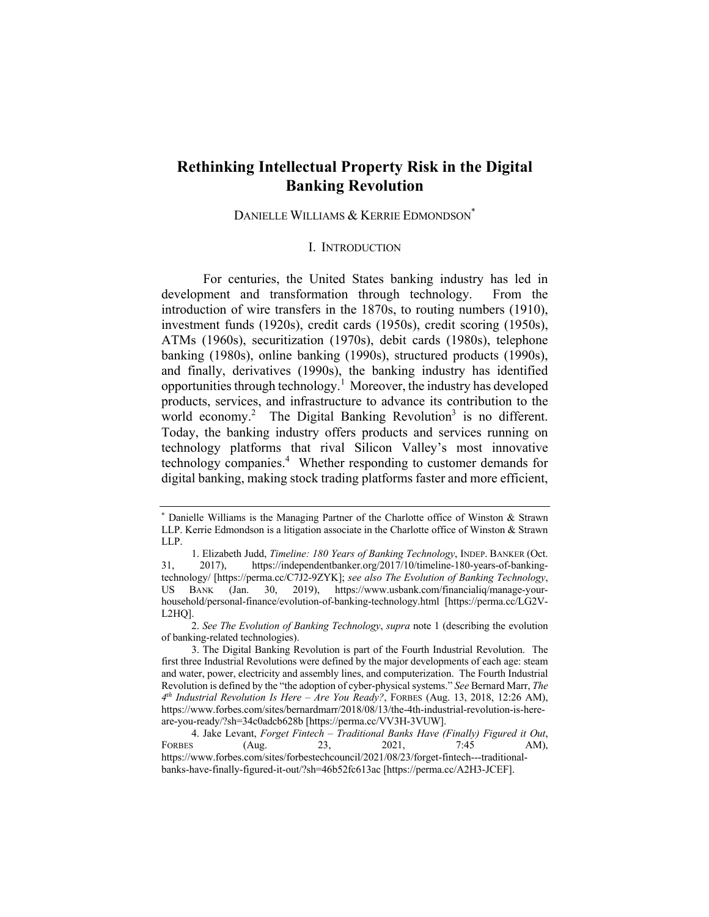# Rethinking Intellectual Property Risk in the Digital Banking Revolution

DANIELLE WILLIAMS & KERRIE EDMONDSON[*]

## I. INTRODUCTION

For centuries, the United States banking industry has led in development and transformation through technology. From the introduction of wire transfers in the 1870s, to routing numbers (1910), investment funds (1920s), credit cards (1950s), credit scoring (1950s), ATMs (1960s), securitization (1970s), debit cards (1980s), telephone banking (1980s), online banking (1990s), structured products (1990s), and finally, derivatives (1990s), the banking industry has identified opportunities through technology.[1] Moreover, the industry has developed products, services, and infrastructure to advance its contribution to the world economy.[2] The Digital Banking Revolution[3] is no different. Today, the banking industry offers products and services running on technology platforms that rival Silicon Valley's most innovative technology companies.[4] Whether responding to customer demands for digital banking, making stock trading platforms faster and more efficient,

---

[*] Danielle Williams is the Managing Partner of the Charlotte office of Winston & Strawn LLP. Kerrie Edmondson is a litigation associate in the Charlotte office of Winston & Strawn LLP.

1. Elizabeth Judd, *Timeline: 180 Years of Banking Technology*, INDEP. BANKER (Oct. 31, 2017), https://independentbanker.org/2017/10/timeline-180-years-of-banking-technology/ [https://perma.cc/C7J2-9ZYK]; *see also The Evolution of Banking Technology*, US BANK (Jan. 30, 2019), https://www.usbank.com/financialiq/manage-your-household/personal-finance/evolution-of-banking-technology.html [https://perma.cc/LG2V-L2HQ].

2. *See The Evolution of Banking Technology*, *supra* note 1 (describing the evolution of banking-related technologies).

3. The Digital Banking Revolution is part of the Fourth Industrial Revolution. The first three Industrial Revolutions were defined by the major developments of each age: steam and water, power, electricity and assembly lines, and computerization. The Fourth Industrial Revolution is defined by the "the adoption of cyber-physical systems." *See* Bernard Marr, *The 4th Industrial Revolution Is Here – Are You Ready?*, FORBES (Aug. 13, 2018, 12:26 AM), https://www.forbes.com/sites/bernardmarr/2018/08/13/the-4th-industrial-revolution-is-here-are-you-ready/?sh=34c0adcb628b [https://perma.cc/VV3H-3VUW].

4. Jake Levant, *Forget Fintech – Traditional Banks Have (Finally) Figured it Out*, FORBES (Aug. 23, 2021, 7:45 AM), https://www.forbes.com/sites/forbestechcouncil/2021/08/23/forget-fintech---traditional-banks-have-finally-figured-it-out/?sh=46b52fc613ac [https://perma.cc/A2H3-JCEF].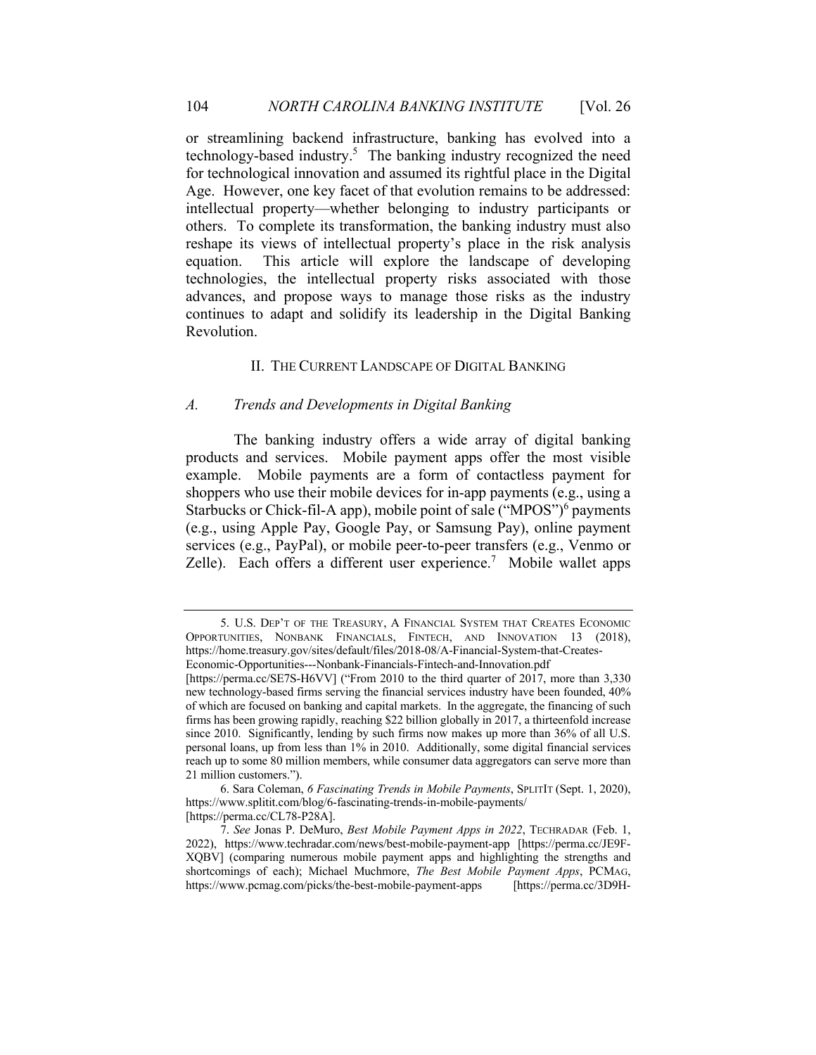or streamlining backend infrastructure, banking has evolved into a technology-based industry.[5] The banking industry recognized the need for technological innovation and assumed its rightful place in the Digital Age. However, one key facet of that evolution remains to be addressed: intellectual property—whether belonging to industry participants or others. To complete its transformation, the banking industry must also reshape its views of intellectual property's place in the risk analysis equation. This article will explore the landscape of developing technologies, the intellectual property risks associated with those advances, and propose ways to manage those risks as the industry continues to adapt and solidify its leadership in the Digital Banking Revolution.

## II. THE CURRENT LANDSCAPE OF DIGITAL BANKING

### *A. Trends and Developments in Digital Banking*

The banking industry offers a wide array of digital banking products and services. Mobile payment apps offer the most visible example. Mobile payments are a form of contactless payment for shoppers who use their mobile devices for in-app payments (e.g., using a Starbucks or Chick-fil-A app), mobile point of sale ("MPOS")[6] payments (e.g., using Apple Pay, Google Pay, or Samsung Pay), online payment services (e.g., PayPal), or mobile peer-to-peer transfers (e.g., Venmo or Zelle). Each offers a different user experience.[7] Mobile wallet apps

---

5. U.S. DEP'T OF THE TREASURY, A FINANCIAL SYSTEM THAT CREATES ECONOMIC OPPORTUNITIES, NONBANK FINANCIALS, FINTECH, AND INNOVATION 13 (2018), https://home.treasury.gov/sites/default/files/2018-08/A-Financial-System-that-Creates-Economic-Opportunities---Nonbank-Financials-Fintech-and-Innovation.pdf [https://perma.cc/SE7S-H6VV] ("From 2010 to the third quarter of 2017, more than 3,330 new technology-based firms serving the financial services industry have been founded, 40% of which are focused on banking and capital markets. In the aggregate, the financing of such firms has been growing rapidly, reaching $22 billion globally in 2017, a thirteenfold increase since 2010. Significantly, lending by such firms now makes up more than 36% of all U.S. personal loans, up from less than 1% in 2010. Additionally, some digital financial services reach up to some 80 million members, while consumer data aggregators can serve more than 21 million customers.").

6. Sara Coleman, *6 Fascinating Trends in Mobile Payments*, SPLITIT (Sept. 1, 2020), https://www.splitit.com/blog/6-fascinating-trends-in-mobile-payments/ [https://perma.cc/CL78-P28A].

7. *See* Jonas P. DeMuro, *Best Mobile Payment Apps in 2022*, TECHRADAR (Feb. 1, 2022), https://www.techradar.com/news/best-mobile-payment-app [https://perma.cc/JE9F-XQBV] (comparing numerous mobile payment apps and highlighting the strengths and shortcomings of each); Michael Muchmore, *The Best Mobile Payment Apps*, PCMAG, https://www.pcmag.com/picks/the-best-mobile-payment-apps [https://perma.cc/3D9H-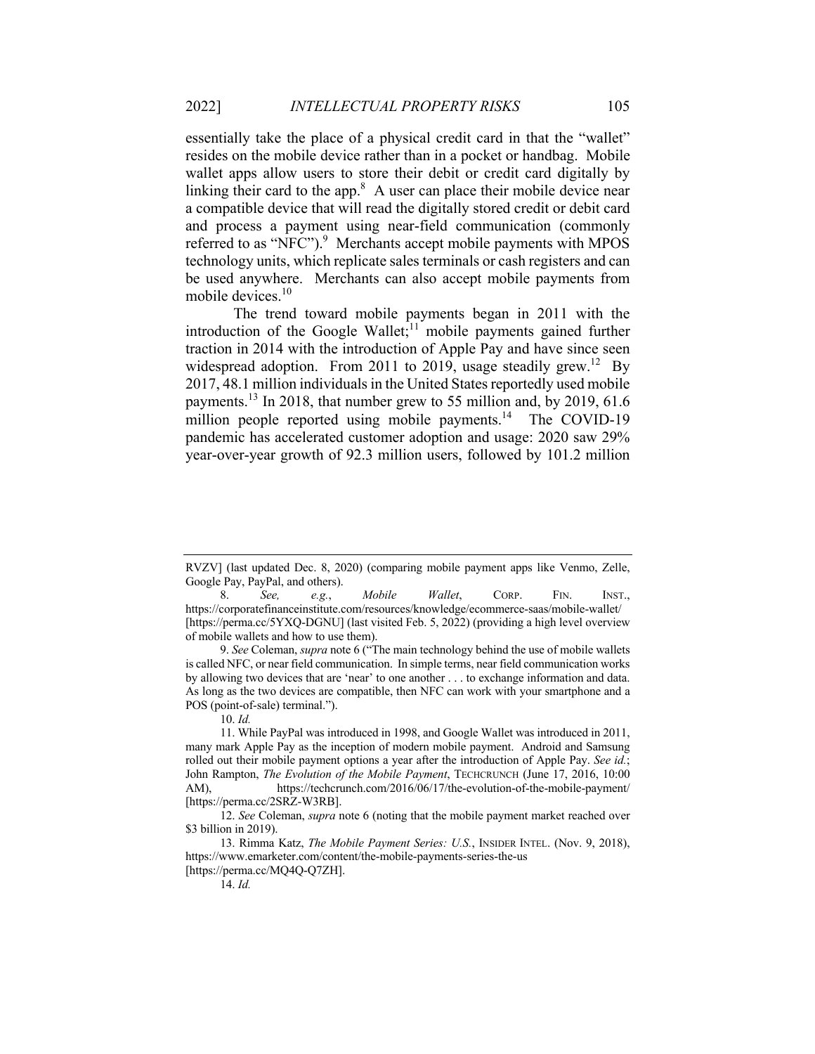essentially take the place of a physical credit card in that the "wallet" resides on the mobile device rather than in a pocket or handbag. Mobile wallet apps allow users to store their debit or credit card digitally by linking their card to the app.[8] A user can place their mobile device near a compatible device that will read the digitally stored credit or debit card and process a payment using near-field communication (commonly referred to as "NFC").[9] Merchants accept mobile payments with MPOS technology units, which replicate sales terminals or cash registers and can be used anywhere. Merchants can also accept mobile payments from mobile devices.[10]

The trend toward mobile payments began in 2011 with the introduction of the Google Wallet;[11] mobile payments gained further traction in 2014 with the introduction of Apple Pay and have since seen widespread adoption. From 2011 to 2019, usage steadily grew.[12] By 2017, 48.1 million individuals in the United States reportedly used mobile payments.[13] In 2018, that number grew to 55 million and, by 2019, 61.6 million people reported using mobile payments.[14] The COVID-19 pandemic has accelerated customer adoption and usage: 2020 saw 29% year-over-year growth of 92.3 million users, followed by 101.2 million

---

RVZV] (last updated Dec. 8, 2020) (comparing mobile payment apps like Venmo, Zelle, Google Pay, PayPal, and others).

8. *See, e.g.*, *Mobile Wallet*, CORP. FIN. INST., https://corporatefinanceinstitute.com/resources/knowledge/ecommerce-saas/mobile-wallet/ [https://perma.cc/5YXQ-DGNU] (last visited Feb. 5, 2022) (providing a high level overview of mobile wallets and how to use them).

9. *See* Coleman, *supra* note 6 ("The main technology behind the use of mobile wallets is called NFC, or near field communication. In simple terms, near field communication works by allowing two devices that are 'near' to one another . . . to exchange information and data. As long as the two devices are compatible, then NFC can work with your smartphone and a POS (point-of-sale) terminal.").

10. *Id.*

11. While PayPal was introduced in 1998, and Google Wallet was introduced in 2011, many mark Apple Pay as the inception of modern mobile payment. Android and Samsung rolled out their mobile payment options a year after the introduction of Apple Pay. *See id.*; John Rampton, *The Evolution of the Mobile Payment*, TECHCRUNCH (June 17, 2016, 10:00 AM), https://techcrunch.com/2016/06/17/the-evolution-of-the-mobile-payment/ [https://perma.cc/2SRZ-W3RB].

12. *See* Coleman, *supra* note 6 (noting that the mobile payment market reached over $3 billion in 2019).

13. Rimma Katz, *The Mobile Payment Series: U.S.*, INSIDER INTEL. (Nov. 9, 2018), https://www.emarketer.com/content/the-mobile-payments-series-the-us [https://perma.cc/MQ4Q-Q7ZH].

14. *Id.*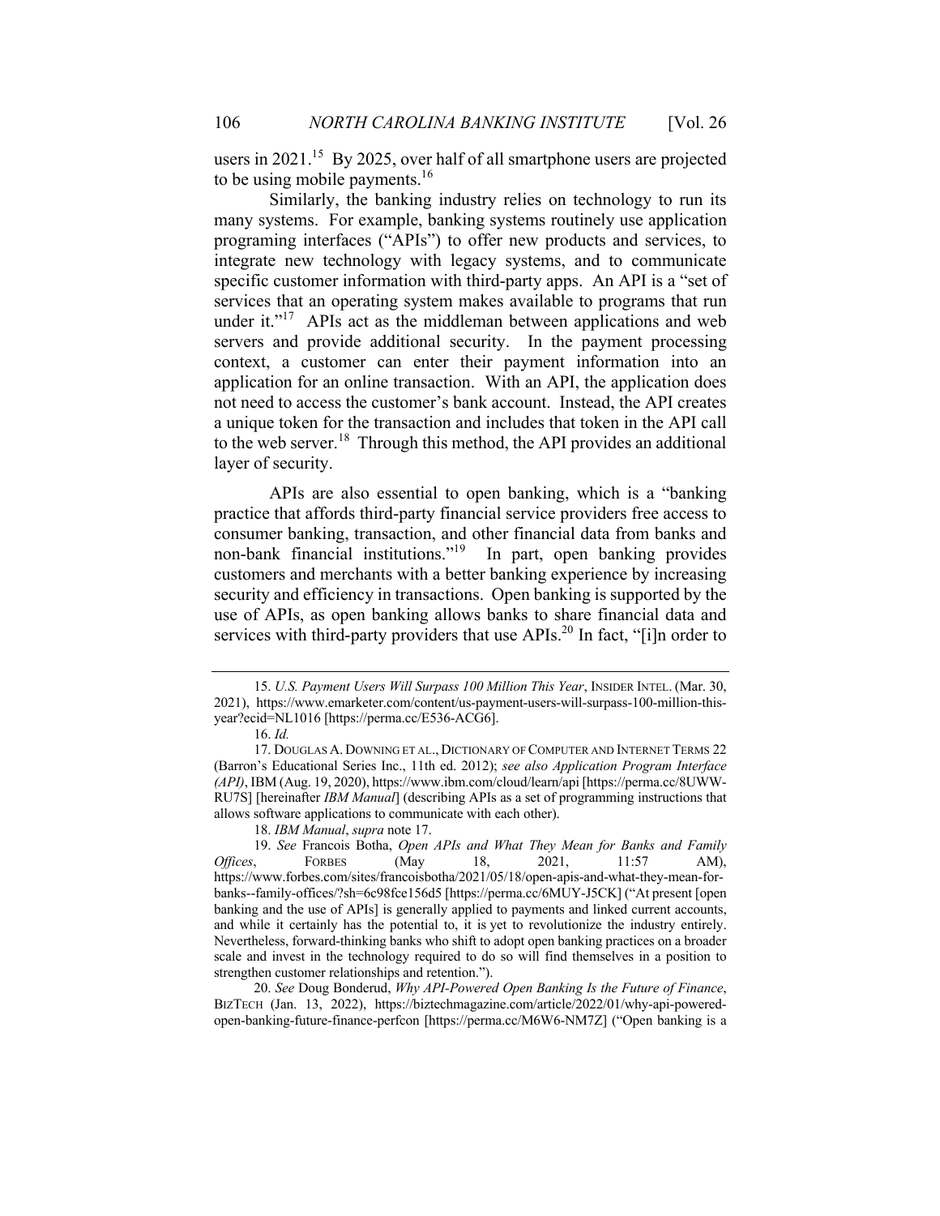users in 2021.[15] By 2025, over half of all smartphone users are projected to be using mobile payments.[16]

Similarly, the banking industry relies on technology to run its many systems. For example, banking systems routinely use application programing interfaces ("APIs") to offer new products and services, to integrate new technology with legacy systems, and to communicate specific customer information with third-party apps. An API is a "set of services that an operating system makes available to programs that run under it."[17] APIs act as the middleman between applications and web servers and provide additional security. In the payment processing context, a customer can enter their payment information into an application for an online transaction. With an API, the application does not need to access the customer's bank account. Instead, the API creates a unique token for the transaction and includes that token in the API call to the web server.[18] Through this method, the API provides an additional layer of security.

APIs are also essential to open banking, which is a "banking practice that affords third-party financial service providers free access to consumer banking, transaction, and other financial data from banks and non-bank financial institutions."[19] In part, open banking provides customers and merchants with a better banking experience by increasing security and efficiency in transactions. Open banking is supported by the use of APIs, as open banking allows banks to share financial data and services with third-party providers that use APIs.[20] In fact, "[i]n order to

---

15. *U.S. Payment Users Will Surpass 100 Million This Year*, INSIDER INTEL. (Mar. 30, 2021), https://www.emarketer.com/content/us-payment-users-will-surpass-100-million-this-year?ecid=NL1016 [https://perma.cc/E536-ACG6].

16. *Id.*

17. DOUGLAS A. DOWNING ET AL., DICTIONARY OF COMPUTER AND INTERNET TERMS 22 (Barron's Educational Series Inc., 11th ed. 2012); *see also Application Program Interface (API)*, IBM (Aug. 19, 2020), https://www.ibm.com/cloud/learn/api [https://perma.cc/8UWW-RU7S] [hereinafter *IBM Manual*] (describing APIs as a set of programming instructions that allows software applications to communicate with each other).

18. *IBM Manual*, *supra* note 17.

19. *See* Francois Botha, *Open APIs and What They Mean for Banks and Family Offices*, FORBES (May 18, 2021, 11:57 AM), https://www.forbes.com/sites/francoisbotha/2021/05/18/open-apis-and-what-they-mean-for-banks--family-offices/?sh=6c98fce156d5 [https://perma.cc/6MUY-J5CK] ("At present [open banking and the use of APIs] is generally applied to payments and linked current accounts, and while it certainly has the potential to, it is yet to revolutionize the industry entirely. Nevertheless, forward-thinking banks who shift to adopt open banking practices on a broader scale and invest in the technology required to do so will find themselves in a position to strengthen customer relationships and retention.").

20. *See* Doug Bonderud, *Why API-Powered Open Banking Is the Future of Finance*, BIZTECH (Jan. 13, 2022), https://biztechmagazine.com/article/2022/01/why-api-powered-open-banking-future-finance-perfcon [https://perma.cc/M6W6-NM7Z] ("Open banking is a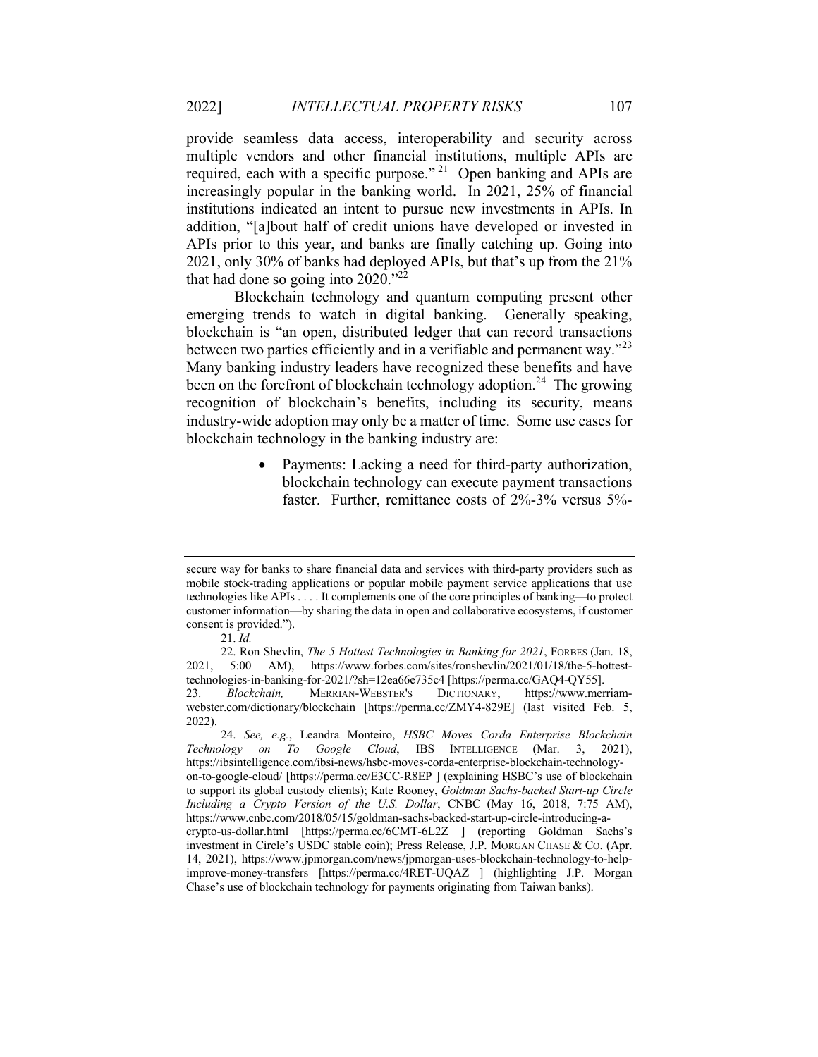provide seamless data access, interoperability and security across multiple vendors and other financial institutions, multiple APIs are required, each with a specific purpose."[21] Open banking and APIs are increasingly popular in the banking world. In 2021, 25% of financial institutions indicated an intent to pursue new investments in APIs. In addition, "[a]bout half of credit unions have developed or invested in APIs prior to this year, and banks are finally catching up. Going into 2021, only 30% of banks had deployed APIs, but that's up from the 21% that had done so going into 2020."[22]

Blockchain technology and quantum computing present other emerging trends to watch in digital banking. Generally speaking, blockchain is "an open, distributed ledger that can record transactions between two parties efficiently and in a verifiable and permanent way."[23] Many banking industry leaders have recognized these benefits and have been on the forefront of blockchain technology adoption.[24] The growing recognition of blockchain's benefits, including its security, means industry-wide adoption may only be a matter of time. Some use cases for blockchain technology in the banking industry are:

- Payments: Lacking a need for third-party authorization, blockchain technology can execute payment transactions faster. Further, remittance costs of 2%-3% versus 5%-

---

secure way for banks to share financial data and services with third-party providers such as mobile stock-trading applications or popular mobile payment service applications that use technologies like APIs . . . . It complements one of the core principles of banking—to protect customer information—by sharing the data in open and collaborative ecosystems, if customer consent is provided.").

21. *Id.*

22. Ron Shevlin, *The 5 Hottest Technologies in Banking for 2021*, FORBES (Jan. 18, 2021, 5:00 AM), https://www.forbes.com/sites/ronshevlin/2021/01/18/the-5-hottest-technologies-in-banking-for-2021/?sh=12ea66e735c4 [https://perma.cc/GAQ4-QY55].

23. *Blockchain,* MERRIAN-WEBSTER'S DICTIONARY, https://www.merriam-webster.com/dictionary/blockchain [https://perma.cc/ZMY4-829E] (last visited Feb. 5, 2022).

24. *See, e.g.*, Leandra Monteiro, *HSBC Moves Corda Enterprise Blockchain Technology on To Google Cloud*, IBS INTELLIGENCE (Mar. 3, 2021), https://ibsintelligence.com/ibsi-news/hsbc-moves-corda-enterprise-blockchain-technology-on-to-google-cloud/ [https://perma.cc/E3CC-R8EP ] (explaining HSBC's use of blockchain to support its global custody clients); Kate Rooney, *Goldman Sachs-backed Start-up Circle Including a Crypto Version of the U.S. Dollar*, CNBC (May 16, 2018, 7:75 AM), https://www.cnbc.com/2018/05/15/goldman-sachs-backed-start-up-circle-introducing-a-crypto-us-dollar.html [https://perma.cc/6CMT-6L2Z ] (reporting Goldman Sachs's investment in Circle's USDC stable coin); Press Release, J.P. MORGAN CHASE & CO. (Apr. 14, 2021), https://www.jpmorgan.com/news/jpmorgan-uses-blockchain-technology-to-help-improve-money-transfers [https://perma.cc/4RET-UQAZ ] (highlighting J.P. Morgan Chase's use of blockchain technology for payments originating from Taiwan banks).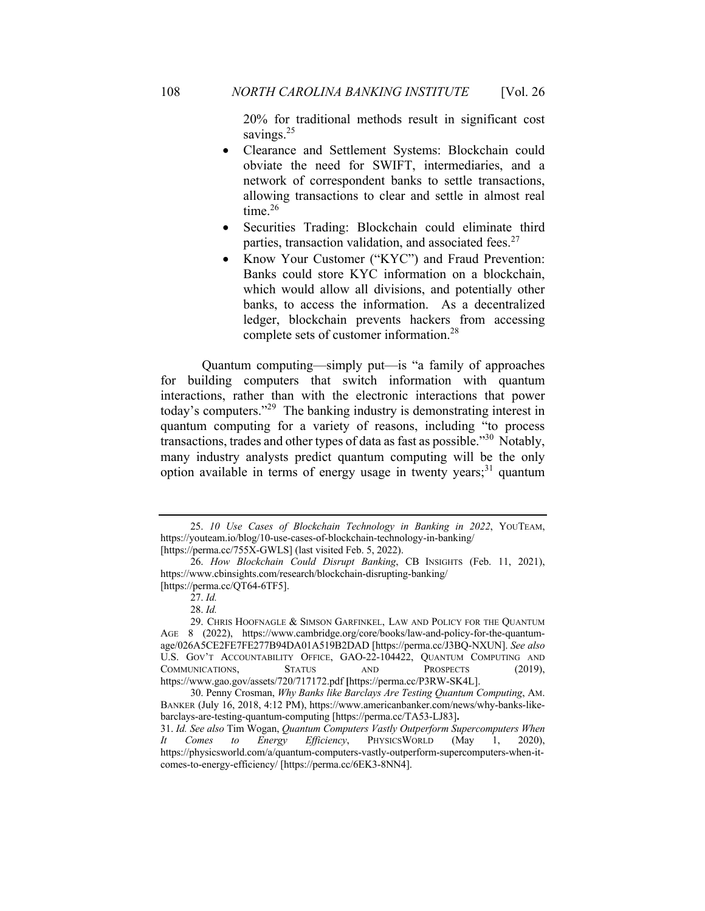20% for traditional methods result in significant cost savings.[25]

- Clearance and Settlement Systems: Blockchain could obviate the need for SWIFT, intermediaries, and a network of correspondent banks to settle transactions, allowing transactions to clear and settle in almost real time.[26]
- Securities Trading: Blockchain could eliminate third parties, transaction validation, and associated fees.[27]
- Know Your Customer ("KYC") and Fraud Prevention: Banks could store KYC information on a blockchain, which would allow all divisions, and potentially other banks, to access the information. As a decentralized ledger, blockchain prevents hackers from accessing complete sets of customer information.[28]

Quantum computing—simply put—is "a family of approaches for building computers that switch information with quantum interactions, rather than with the electronic interactions that power today's computers."[29] The banking industry is demonstrating interest in quantum computing for a variety of reasons, including "to process transactions, trades and other types of data as fast as possible."[30] Notably, many industry analysts predict quantum computing will be the only option available in terms of energy usage in twenty years;[31] quantum

---

25. *10 Use Cases of Blockchain Technology in Banking in 2022*, YOUTEAM, https://youteam.io/blog/10-use-cases-of-blockchain-technology-in-banking/ [https://perma.cc/755X-GWLS] (last visited Feb. 5, 2022).

26. *How Blockchain Could Disrupt Banking*, CB INSIGHTS (Feb. 11, 2021), https://www.cbinsights.com/research/blockchain-disrupting-banking/ [https://perma.cc/QT64-6TF5].

27. *Id.*

28. *Id.*

29. CHRIS HOOFNAGLE & SIMSON GARFINKEL, LAW AND POLICY FOR THE QUANTUM AGE 8 (2022), https://www.cambridge.org/core/books/law-and-policy-for-the-quantum-age/026A5CE2FE7FE277B94DA01A519B2DAD [https://perma.cc/J3BQ-NXUN]. *See also* U.S. GOV'T ACCOUNTABILITY OFFICE, GAO-22-104422, QUANTUM COMPUTING AND COMMUNICATIONS, STATUS AND PROSPECTS (2019), https://www.gao.gov/assets/720/717172.pdf [https://perma.cc/P3RW-SK4L].

30. Penny Crosman, *Why Banks like Barclays Are Testing Quantum Computing*, AM. BANKER (July 16, 2018, 4:12 PM), https://www.americanbanker.com/news/why-banks-like-barclays-are-testing-quantum-computing [https://perma.cc/TA53-LJ83].

31. *Id. See also* Tim Wogan, *Quantum Computers Vastly Outperform Supercomputers When It Comes to Energy Efficiency*, PHYSICSWORLD (May 1, 2020), https://physicsworld.com/a/quantum-computers-vastly-outperform-supercomputers-when-it-comes-to-energy-efficiency/ [https://perma.cc/6EK3-8NN4].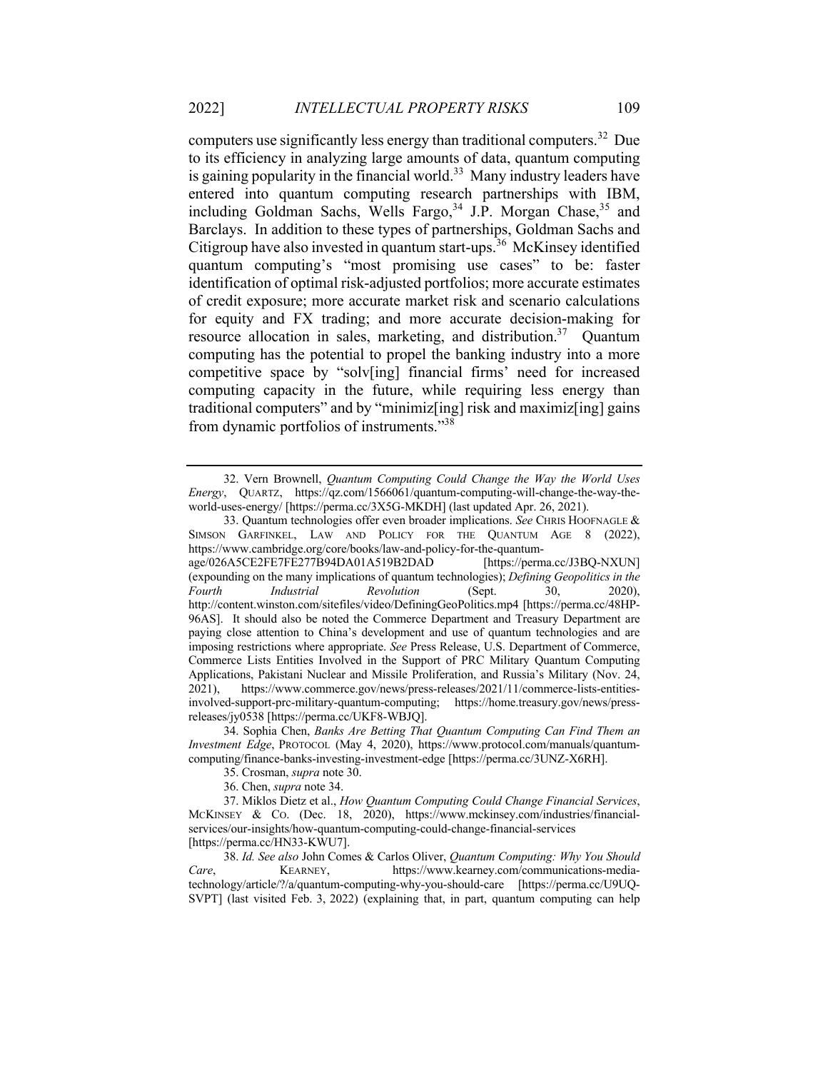computers use significantly less energy than traditional computers.[32] Due to its efficiency in analyzing large amounts of data, quantum computing is gaining popularity in the financial world.[33] Many industry leaders have entered into quantum computing research partnerships with IBM, including Goldman Sachs, Wells Fargo,[34] J.P. Morgan Chase,[35] and Barclays. In addition to these types of partnerships, Goldman Sachs and Citigroup have also invested in quantum start-ups.[36] McKinsey identified quantum computing's "most promising use cases" to be: faster identification of optimal risk-adjusted portfolios; more accurate estimates of credit exposure; more accurate market risk and scenario calculations for equity and FX trading; and more accurate decision-making for resource allocation in sales, marketing, and distribution.[37] Quantum computing has the potential to propel the banking industry into a more competitive space by "solv[ing] financial firms' need for increased computing capacity in the future, while requiring less energy than traditional computers" and by "minimiz[ing] risk and maximiz[ing] gains from dynamic portfolios of instruments."[38]

---

32. Vern Brownell, *Quantum Computing Could Change the Way the World Uses Energy*, QUARTZ, https://qz.com/1566061/quantum-computing-will-change-the-way-the-world-uses-energy/ [https://perma.cc/3X5G-MKDH] (last updated Apr. 26, 2021).

33. Quantum technologies offer even broader implications. *See* CHRIS HOOFNAGLE & SIMSON GARFINKEL, LAW AND POLICY FOR THE QUANTUM AGE 8 (2022), https://www.cambridge.org/core/books/law-and-policy-for-the-quantum-age/026A5CE2FE7FE277B94DA01A519B2DAD [https://perma.cc/J3BQ-NXUN] (expounding on the many implications of quantum technologies); *Defining Geopolitics in the Fourth Industrial Revolution* (Sept. 30, 2020), http://content.winston.com/sitefiles/video/DefiningGeoPolitics.mp4 [https://perma.cc/48HP-96AS]. It should also be noted the Commerce Department and Treasury Department are paying close attention to China's development and use of quantum technologies and are imposing restrictions where appropriate. *See* Press Release, U.S. Department of Commerce, Commerce Lists Entities Involved in the Support of PRC Military Quantum Computing Applications, Pakistani Nuclear and Missile Proliferation, and Russia's Military (Nov. 24, 2021), https://www.commerce.gov/news/press-releases/2021/11/commerce-lists-entities-involved-support-prc-military-quantum-computing; https://home.treasury.gov/news/press-releases/jy0538 [https://perma.cc/UKF8-WBJQ].

34. Sophia Chen, *Banks Are Betting That Quantum Computing Can Find Them an Investment Edge*, PROTOCOL (May 4, 2020), https://www.protocol.com/manuals/quantum-computing/finance-banks-investing-investment-edge [https://perma.cc/3UNZ-X6RH].

35. Crosman, *supra* note 30.

36. Chen, *supra* note 34.

37. Miklos Dietz et al., *How Quantum Computing Could Change Financial Services*, MCKINSEY & CO. (Dec. 18, 2020), https://www.mckinsey.com/industries/financial-services/our-insights/how-quantum-computing-could-change-financial-services [https://perma.cc/HN33-KWU7].

38. *Id. See also* John Comes & Carlos Oliver, *Quantum Computing: Why You Should Care*, KEARNEY, https://www.kearney.com/communications-media-technology/article/?/a/quantum-computing-why-you-should-care [https://perma.cc/U9UQ-SVPT] (last visited Feb. 3, 2022) (explaining that, in part, quantum computing can help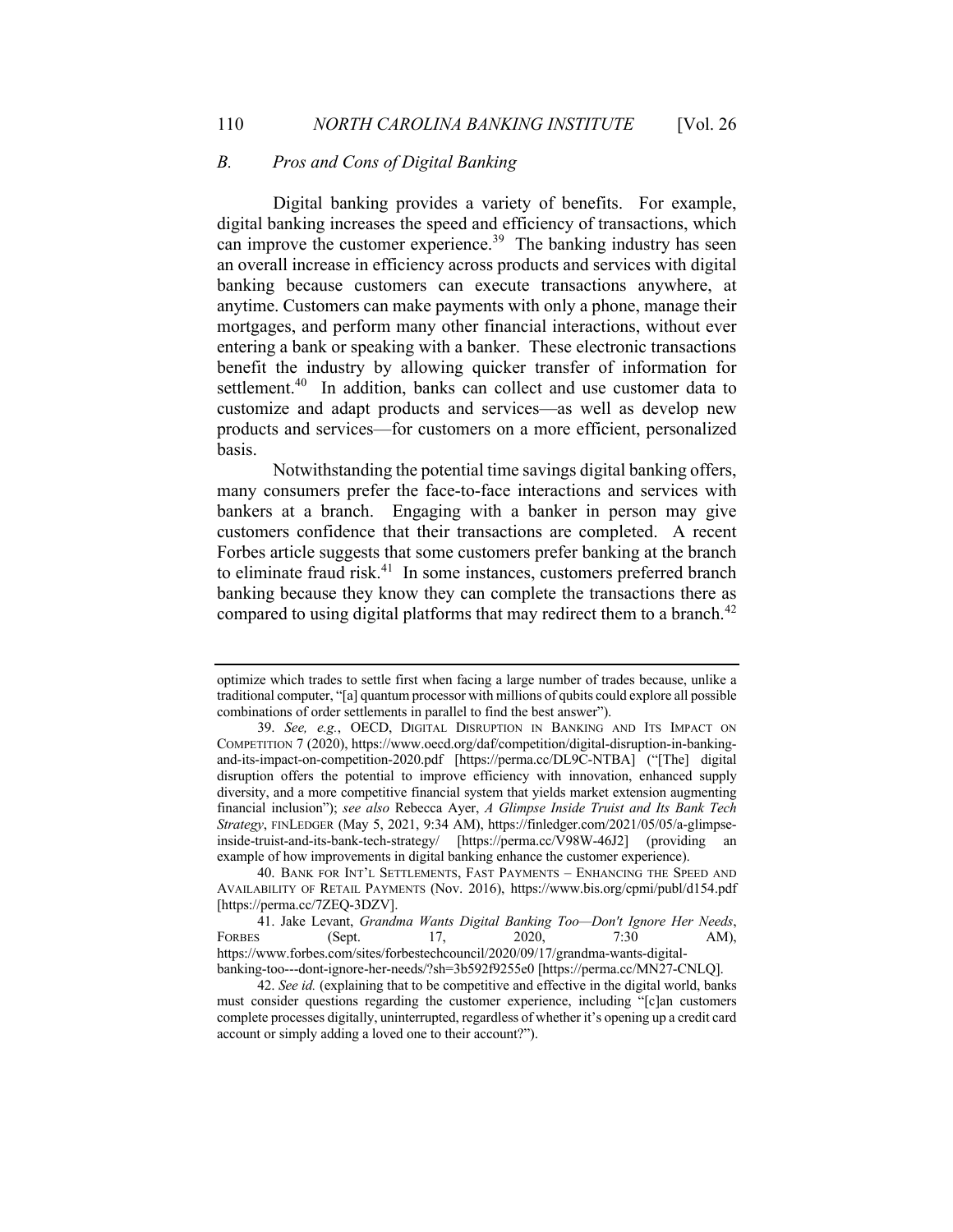### B. Pros and Cons of Digital Banking

Digital banking provides a variety of benefits. For example, digital banking increases the speed and efficiency of transactions, which can improve the customer experience.[39] The banking industry has seen an overall increase in efficiency across products and services with digital banking because customers can execute transactions anywhere, at anytime. Customers can make payments with only a phone, manage their mortgages, and perform many other financial interactions, without ever entering a bank or speaking with a banker. These electronic transactions benefit the industry by allowing quicker transfer of information for settlement.[40] In addition, banks can collect and use customer data to customize and adapt products and services—as well as develop new products and services—for customers on a more efficient, personalized basis.

Notwithstanding the potential time savings digital banking offers, many consumers prefer the face-to-face interactions and services with bankers at a branch. Engaging with a banker in person may give customers confidence that their transactions are completed. A recent Forbes article suggests that some customers prefer banking at the branch to eliminate fraud risk.[41] In some instances, customers preferred branch banking because they know they can complete the transactions there as compared to using digital platforms that may redirect them to a branch.[42]

---

optimize which trades to settle first when facing a large number of trades because, unlike a traditional computer, "[a] quantum processor with millions of qubits could explore all possible combinations of order settlements in parallel to find the best answer").

39. *See, e.g.*, OECD, DIGITAL DISRUPTION IN BANKING AND ITS IMPACT ON COMPETITION 7 (2020), https://www.oecd.org/daf/competition/digital-disruption-in-banking-and-its-impact-on-competition-2020.pdf [https://perma.cc/DL9C-NTBA] ("[The] digital disruption offers the potential to improve efficiency with innovation, enhanced supply diversity, and a more competitive financial system that yields market extension augmenting financial inclusion"); *see also* Rebecca Ayer, *A Glimpse Inside Truist and Its Bank Tech Strategy*, FINLEDGER (May 5, 2021, 9:34 AM), https://finledger.com/2021/05/05/a-glimpse-inside-truist-and-its-bank-tech-strategy/ [https://perma.cc/V98W-46J2] (providing an example of how improvements in digital banking enhance the customer experience).

40. BANK FOR INT'L SETTLEMENTS, FAST PAYMENTS – ENHANCING THE SPEED AND AVAILABILITY OF RETAIL PAYMENTS (Nov. 2016), https://www.bis.org/cpmi/publ/d154.pdf [https://perma.cc/7ZEQ-3DZV].

41. Jake Levant, *Grandma Wants Digital Banking Too—Don't Ignore Her Needs*, FORBES (Sept. 17, 2020, 7:30 AM), https://www.forbes.com/sites/forbestechcouncil/2020/09/17/grandma-wants-digital-banking-too---dont-ignore-her-needs/?sh=3b592f9255e0 [https://perma.cc/MN27-CNLQ].

42. *See id.* (explaining that to be competitive and effective in the digital world, banks must consider questions regarding the customer experience, including "[c]an customers complete processes digitally, uninterrupted, regardless of whether it's opening up a credit card account or simply adding a loved one to their account?").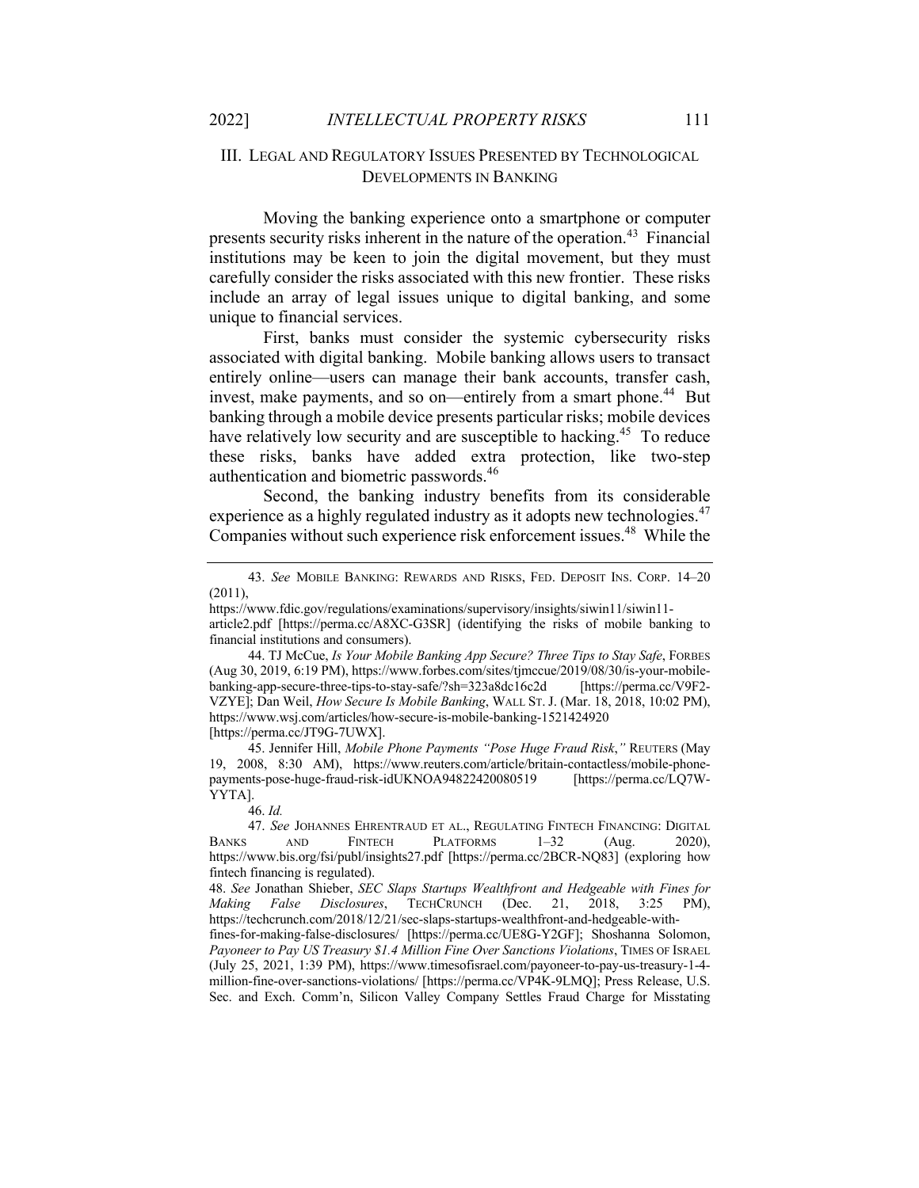## III. Legal and Regulatory Issues Presented by Technological Developments in Banking

Moving the banking experience onto a smartphone or computer presents security risks inherent in the nature of the operation.[43] Financial institutions may be keen to join the digital movement, but they must carefully consider the risks associated with this new frontier. These risks include an array of legal issues unique to digital banking, and some unique to financial services.

First, banks must consider the systemic cybersecurity risks associated with digital banking. Mobile banking allows users to transact entirely online—users can manage their bank accounts, transfer cash, invest, make payments, and so on—entirely from a smart phone.[44] But banking through a mobile device presents particular risks; mobile devices have relatively low security and are susceptible to hacking.[45] To reduce these risks, banks have added extra protection, like two-step authentication and biometric passwords.[46]

Second, the banking industry benefits from its considerable experience as a highly regulated industry as it adopts new technologies.[47] Companies without such experience risk enforcement issues.[48] While the

---

43. *See* Mobile Banking: Rewards and Risks, Fed. Deposit Ins. Corp. 14–20 (2011), https://www.fdic.gov/regulations/examinations/supervisory/insights/siwin11/siwin11-article2.pdf [https://perma.cc/A8XC-G3SR] (identifying the risks of mobile banking to financial institutions and consumers).

44. TJ McCue, *Is Your Mobile Banking App Secure? Three Tips to Stay Safe*, Forbes (Aug 30, 2019, 6:19 PM), https://www.forbes.com/sites/tjmccue/2019/08/30/is-your-mobile-banking-app-secure-three-tips-to-stay-safe/?sh=323a8dc16c2d [https://perma.cc/V9F2-VZYE]; Dan Weil, *How Secure Is Mobile Banking*, Wall St. J. (Mar. 18, 2018, 10:02 PM), https://www.wsj.com/articles/how-secure-is-mobile-banking-1521424920 [https://perma.cc/JT9G-7UWX].

45. Jennifer Hill, *Mobile Phone Payments "Pose Huge Fraud Risk*,*"* Reuters (May 19, 2008, 8:30 AM), https://www.reuters.com/article/britain-contactless/mobile-phone-payments-pose-huge-fraud-risk-idUKNOA94822420080519 [https://perma.cc/LQ7W-YYTA].

46. *Id.*

47. *See* Johannes Ehrentraud et al., Regulating Fintech Financing: Digital Banks and Fintech Platforms 1–32 (Aug. 2020), https://www.bis.org/fsi/publ/insights27.pdf [https://perma.cc/2BCR-NQ83] (exploring how fintech financing is regulated).

48. *See* Jonathan Shieber, *SEC Slaps Startups Wealthfront and Hedgeable with Fines for Making False Disclosures*, TechCrunch (Dec. 21, 2018, 3:25 PM), https://techcrunch.com/2018/12/21/sec-slaps-startups-wealthfront-and-hedgeable-with-fines-for-making-false-disclosures/ [https://perma.cc/UE8G-Y2GF]; Shoshanna Solomon, *Payoneer to Pay US Treasury $1.4 Million Fine Over Sanctions Violations*, Times of Israel (July 25, 2021, 1:39 PM), https://www.timesofisrael.com/payoneer-to-pay-us-treasury-1-4-million-fine-over-sanctions-violations/ [https://perma.cc/VP4K-9LMQ]; Press Release, U.S. Sec. and Exch. Comm'n, Silicon Valley Company Settles Fraud Charge for Misstating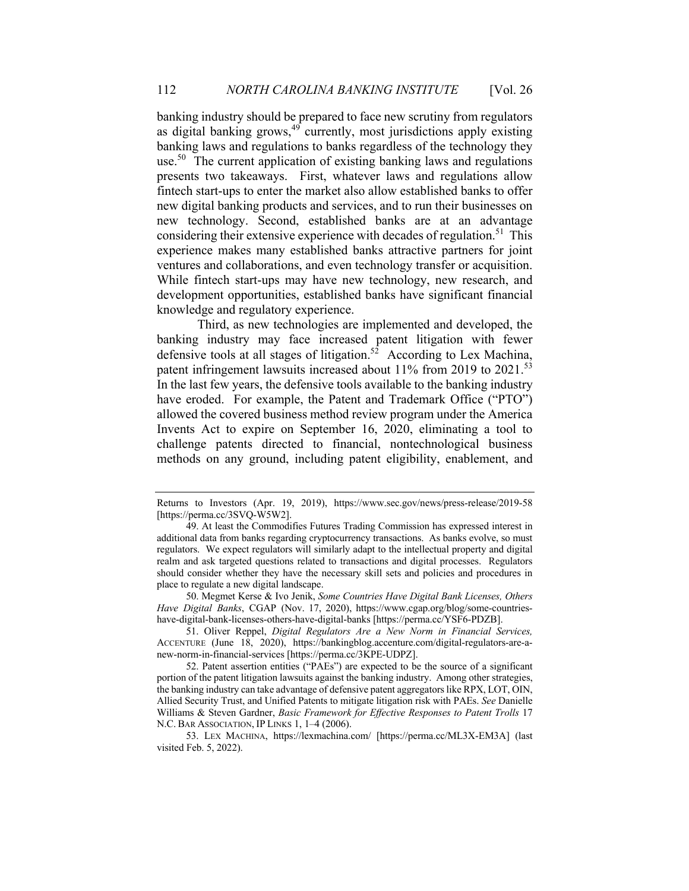banking industry should be prepared to face new scrutiny from regulators as digital banking grows,[49] currently, most jurisdictions apply existing banking laws and regulations to banks regardless of the technology they use.[50] The current application of existing banking laws and regulations presents two takeaways. First, whatever laws and regulations allow fintech start-ups to enter the market also allow established banks to offer new digital banking products and services, and to run their businesses on new technology. Second, established banks are at an advantage considering their extensive experience with decades of regulation.[51] This experience makes many established banks attractive partners for joint ventures and collaborations, and even technology transfer or acquisition. While fintech start-ups may have new technology, new research, and development opportunities, established banks have significant financial knowledge and regulatory experience.

Third, as new technologies are implemented and developed, the banking industry may face increased patent litigation with fewer defensive tools at all stages of litigation.[52] According to Lex Machina, patent infringement lawsuits increased about 11% from 2019 to 2021.[53] In the last few years, the defensive tools available to the banking industry have eroded. For example, the Patent and Trademark Office ("PTO") allowed the covered business method review program under the America Invents Act to expire on September 16, 2020, eliminating a tool to challenge patents directed to financial, nontechnological business methods on any ground, including patent eligibility, enablement, and

---

Returns to Investors (Apr. 19, 2019), https://www.sec.gov/news/press-release/2019-58 [https://perma.cc/3SVQ-W5W2].

49. At least the Commodifies Futures Trading Commission has expressed interest in additional data from banks regarding cryptocurrency transactions. As banks evolve, so must regulators. We expect regulators will similarly adapt to the intellectual property and digital realm and ask targeted questions related to transactions and digital processes. Regulators should consider whether they have the necessary skill sets and policies and procedures in place to regulate a new digital landscape.

50. Megmet Kerse & Ivo Jenik, *Some Countries Have Digital Bank Licenses, Others Have Digital Banks*, CGAP (Nov. 17, 2020), https://www.cgap.org/blog/some-countries-have-digital-bank-licenses-others-have-digital-banks [https://perma.cc/YSF6-PDZB].

51. Oliver Reppel, *Digital Regulators Are a New Norm in Financial Services,* ACCENTURE (June 18, 2020), https://bankingblog.accenture.com/digital-regulators-are-a-new-norm-in-financial-services [https://perma.cc/3KPE-UDPZ].

52. Patent assertion entities ("PAEs") are expected to be the source of a significant portion of the patent litigation lawsuits against the banking industry. Among other strategies, the banking industry can take advantage of defensive patent aggregators like RPX, LOT, OIN, Allied Security Trust, and Unified Patents to mitigate litigation risk with PAEs. *See* Danielle Williams & Steven Gardner, *Basic Framework for Effective Responses to Patent Trolls* 17 N.C. BAR ASSOCIATION, IP LINKS 1, 1–4 (2006).

53. LEX MACHINA, https://lexmachina.com/ [https://perma.cc/ML3X-EM3A] (last visited Feb. 5, 2022).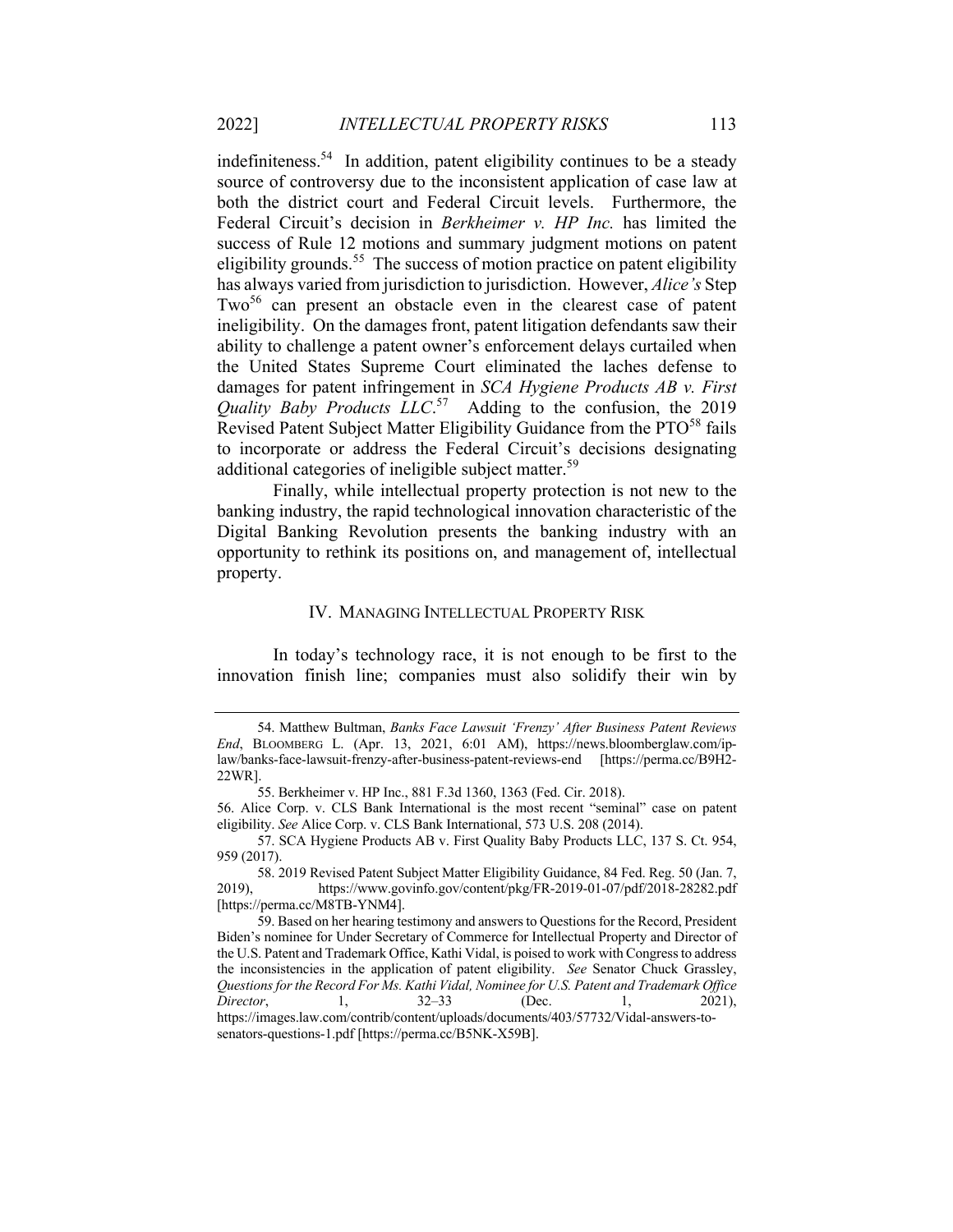indefiniteness.[54] In addition, patent eligibility continues to be a steady source of controversy due to the inconsistent application of case law at both the district court and Federal Circuit levels. Furthermore, the Federal Circuit's decision in *Berkheimer v. HP Inc.* has limited the success of Rule 12 motions and summary judgment motions on patent eligibility grounds.[55] The success of motion practice on patent eligibility has always varied from jurisdiction to jurisdiction. However, *Alice's* Step Two[56] can present an obstacle even in the clearest case of patent ineligibility. On the damages front, patent litigation defendants saw their ability to challenge a patent owner's enforcement delays curtailed when the United States Supreme Court eliminated the laches defense to damages for patent infringement in *SCA Hygiene Products AB v. First Quality Baby Products LLC*.[57] Adding to the confusion, the 2019 Revised Patent Subject Matter Eligibility Guidance from the PTO[58] fails to incorporate or address the Federal Circuit's decisions designating additional categories of ineligible subject matter.[59]

Finally, while intellectual property protection is not new to the banking industry, the rapid technological innovation characteristic of the Digital Banking Revolution presents the banking industry with an opportunity to rethink its positions on, and management of, intellectual property.

## IV. MANAGING INTELLECTUAL PROPERTY RISK

In today's technology race, it is not enough to be first to the innovation finish line; companies must also solidify their win by

---

54. Matthew Bultman, *Banks Face Lawsuit 'Frenzy' After Business Patent Reviews End*, BLOOMBERG L. (Apr. 13, 2021, 6:01 AM), https://news.bloomberglaw.com/ip-law/banks-face-lawsuit-frenzy-after-business-patent-reviews-end [https://perma.cc/B9H2-22WR].

55. Berkheimer v. HP Inc., 881 F.3d 1360, 1363 (Fed. Cir. 2018).

56. Alice Corp. v. CLS Bank International is the most recent "seminal" case on patent eligibility. *See* Alice Corp. v. CLS Bank International, 573 U.S. 208 (2014).

57. SCA Hygiene Products AB v. First Quality Baby Products LLC, 137 S. Ct. 954, 959 (2017).

58. 2019 Revised Patent Subject Matter Eligibility Guidance, 84 Fed. Reg. 50 (Jan. 7, 2019), https://www.govinfo.gov/content/pkg/FR-2019-01-07/pdf/2018-28282.pdf [https://perma.cc/M8TB-YNM4].

59. Based on her hearing testimony and answers to Questions for the Record, President Biden's nominee for Under Secretary of Commerce for Intellectual Property and Director of the U.S. Patent and Trademark Office, Kathi Vidal, is poised to work with Congress to address the inconsistencies in the application of patent eligibility. *See* Senator Chuck Grassley, *Questions for the Record For Ms. Kathi Vidal, Nominee for U.S. Patent and Trademark Office Director*, 1, 32–33 (Dec. 1, 2021), https://images.law.com/contrib/content/uploads/documents/403/57732/Vidal-answers-to-senators-questions-1.pdf [https://perma.cc/B5NK-X59B].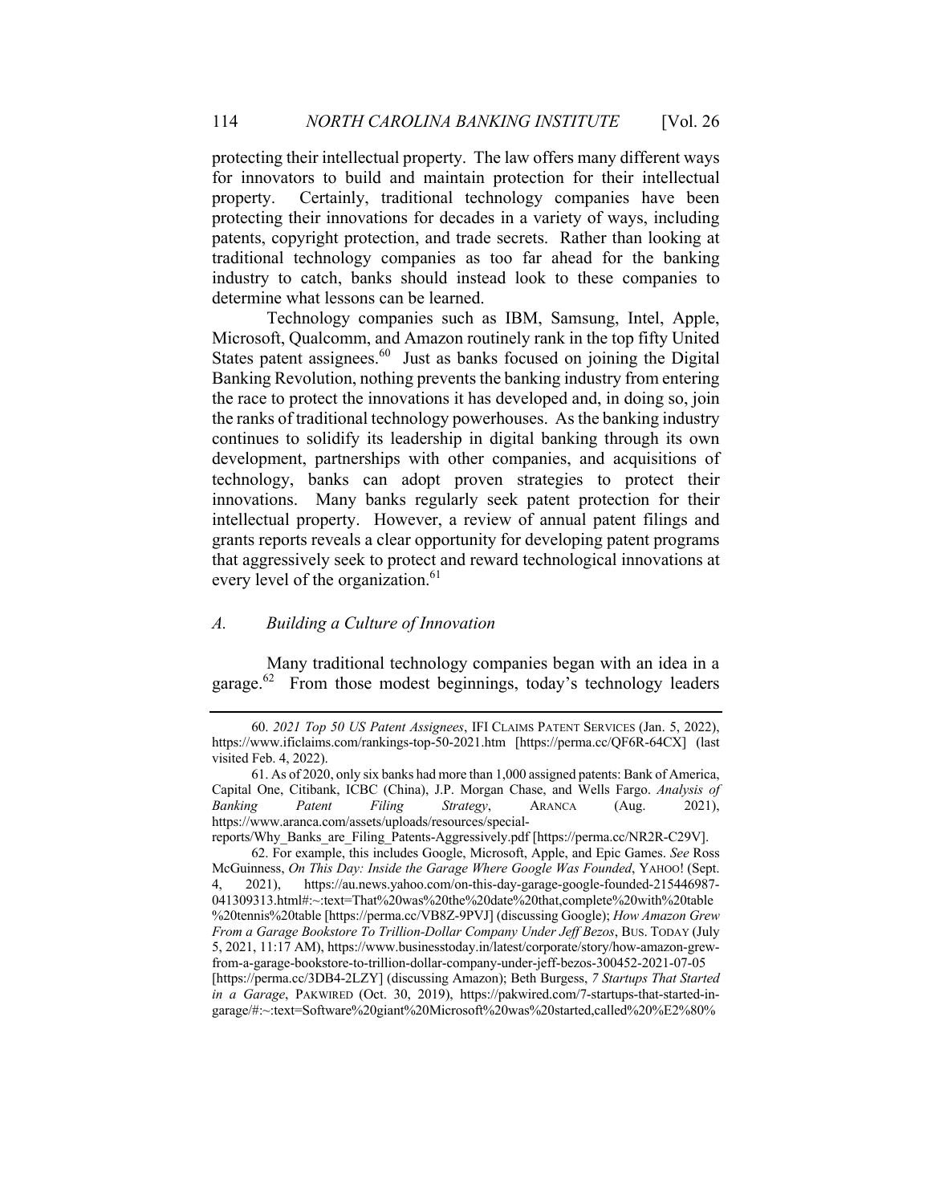protecting their intellectual property. The law offers many different ways for innovators to build and maintain protection for their intellectual property. Certainly, traditional technology companies have been protecting their innovations for decades in a variety of ways, including patents, copyright protection, and trade secrets. Rather than looking at traditional technology companies as too far ahead for the banking industry to catch, banks should instead look to these companies to determine what lessons can be learned.

Technology companies such as IBM, Samsung, Intel, Apple, Microsoft, Qualcomm, and Amazon routinely rank in the top fifty United States patent assignees.[60] Just as banks focused on joining the Digital Banking Revolution, nothing prevents the banking industry from entering the race to protect the innovations it has developed and, in doing so, join the ranks of traditional technology powerhouses. As the banking industry continues to solidify its leadership in digital banking through its own development, partnerships with other companies, and acquisitions of technology, banks can adopt proven strategies to protect their innovations. Many banks regularly seek patent protection for their intellectual property. However, a review of annual patent filings and grants reports reveals a clear opportunity for developing patent programs that aggressively seek to protect and reward technological innovations at every level of the organization.[61]

### *A. Building a Culture of Innovation*

Many traditional technology companies began with an idea in a garage.[62] From those modest beginnings, today's technology leaders

---

60. *2021 Top 50 US Patent Assignees*, IFI CLAIMS PATENT SERVICES (Jan. 5, 2022), https://www.ificlaims.com/rankings-top-50-2021.htm [https://perma.cc/QF6R-64CX] (last visited Feb. 4, 2022).

61. As of 2020, only six banks had more than 1,000 assigned patents: Bank of America, Capital One, Citibank, ICBC (China), J.P. Morgan Chase, and Wells Fargo. *Analysis of Banking Patent Filing Strategy*, ARANCA (Aug. 2021), https://www.aranca.com/assets/uploads/resources/special-reports/Why_Banks_are_Filing_Patents-Aggressively.pdf [https://perma.cc/NR2R-C29V].

62. For example, this includes Google, Microsoft, Apple, and Epic Games. *See* Ross McGuinness, *On This Day: Inside the Garage Where Google Was Founded*, YAHOO! (Sept. 4, 2021), https://au.news.yahoo.com/on-this-day-garage-google-founded-215446987-041309313.html#:~:text=That%20was%20the%20date%20that,complete%20with%20table%20tennis%20table [https://perma.cc/VB8Z-9PVJ] (discussing Google); *How Amazon Grew From a Garage Bookstore To Trillion-Dollar Company Under Jeff Bezos*, BUS. TODAY (July 5, 2021, 11:17 AM), https://www.businesstoday.in/latest/corporate/story/how-amazon-grew-from-a-garage-bookstore-to-trillion-dollar-company-under-jeff-bezos-300452-2021-07-05 [https://perma.cc/3DB4-2LZY] (discussing Amazon); Beth Burgess, *7 Startups That Started in a Garage*, PAKWIRED (Oct. 30, 2019), https://pakwired.com/7-startups-that-started-in-garage/#:~:text=Software%20giant%20Microsoft%20was%20started,called%20%E2%80%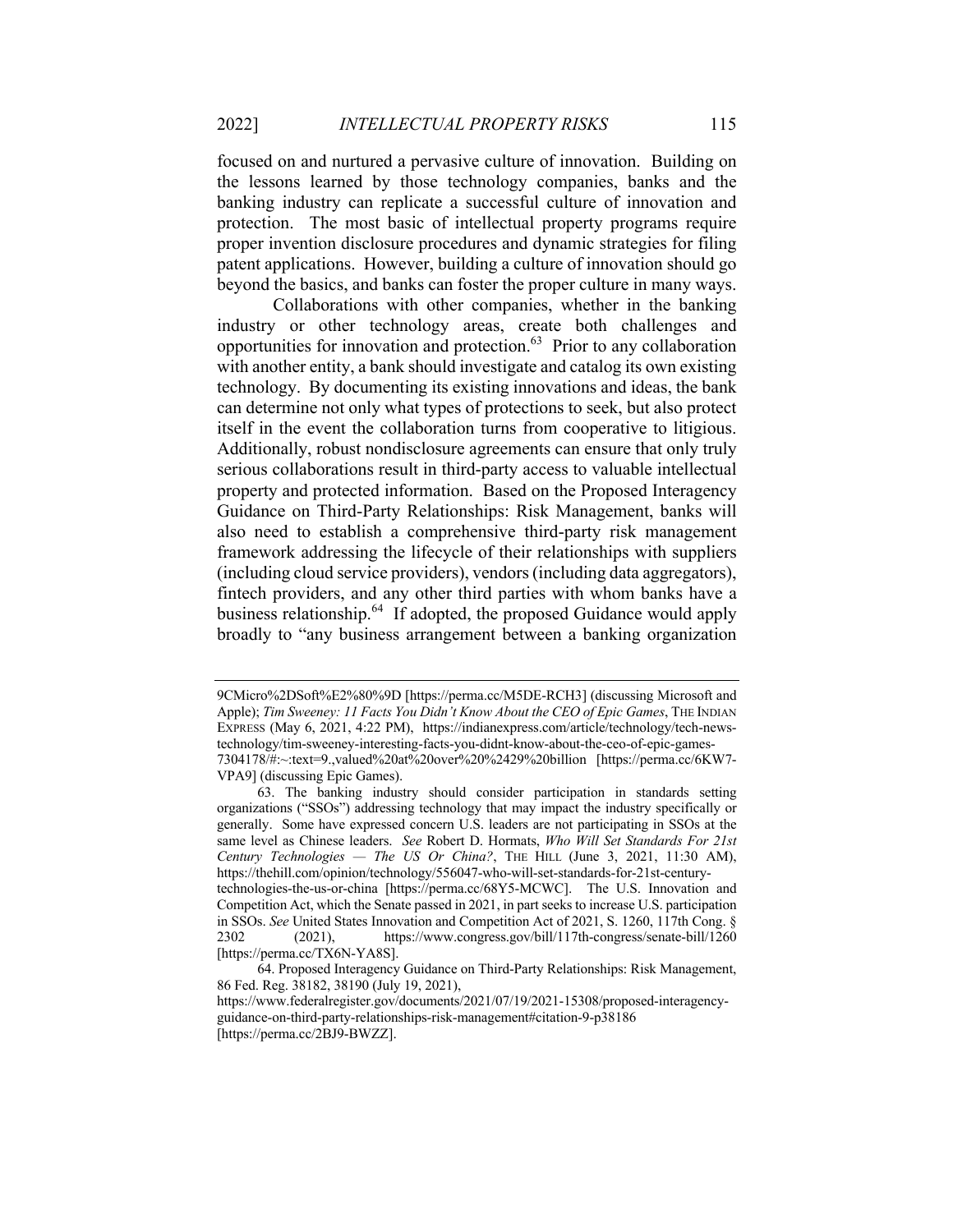focused on and nurtured a pervasive culture of innovation. Building on the lessons learned by those technology companies, banks and the banking industry can replicate a successful culture of innovation and protection. The most basic of intellectual property programs require proper invention disclosure procedures and dynamic strategies for filing patent applications. However, building a culture of innovation should go beyond the basics, and banks can foster the proper culture in many ways.

Collaborations with other companies, whether in the banking industry or other technology areas, create both challenges and opportunities for innovation and protection.[63] Prior to any collaboration with another entity, a bank should investigate and catalog its own existing technology. By documenting its existing innovations and ideas, the bank can determine not only what types of protections to seek, but also protect itself in the event the collaboration turns from cooperative to litigious. Additionally, robust nondisclosure agreements can ensure that only truly serious collaborations result in third-party access to valuable intellectual property and protected information. Based on the Proposed Interagency Guidance on Third-Party Relationships: Risk Management, banks will also need to establish a comprehensive third-party risk management framework addressing the lifecycle of their relationships with suppliers (including cloud service providers), vendors (including data aggregators), fintech providers, and any other third parties with whom banks have a business relationship.[64] If adopted, the proposed Guidance would apply broadly to "any business arrangement between a banking organization

---

9CMicro%2DSoft%E2%80%9D [https://perma.cc/M5DE-RCH3] (discussing Microsoft and Apple); *Tim Sweeney: 11 Facts You Didn't Know About the CEO of Epic Games*, THE INDIAN EXPRESS (May 6, 2021, 4:22 PM), https://indianexpress.com/article/technology/tech-news-technology/tim-sweeney-interesting-facts-you-didnt-know-about-the-ceo-of-epic-games-7304178/#:~:text=9.,valued%20at%20over%20%2429%20billion [https://perma.cc/6KW7-VPA9] (discussing Epic Games).

63. The banking industry should consider participation in standards setting organizations ("SSOs") addressing technology that may impact the industry specifically or generally. Some have expressed concern U.S. leaders are not participating in SSOs at the same level as Chinese leaders. *See* Robert D. Hormats, *Who Will Set Standards For 21st Century Technologies — The US Or China?*, THE HILL (June 3, 2021, 11:30 AM), https://thehill.com/opinion/technology/556047-who-will-set-standards-for-21st-century-technologies-the-us-or-china [https://perma.cc/68Y5-MCWC]. The U.S. Innovation and Competition Act, which the Senate passed in 2021, in part seeks to increase U.S. participation in SSOs. *See* United States Innovation and Competition Act of 2021, S. 1260, 117th Cong. § 2302 (2021), https://www.congress.gov/bill/117th-congress/senate-bill/1260 [https://perma.cc/TX6N-YA8S].

64. Proposed Interagency Guidance on Third-Party Relationships: Risk Management, 86 Fed. Reg. 38182, 38190 (July 19, 2021), https://www.federalregister.gov/documents/2021/07/19/2021-15308/proposed-interagency-guidance-on-third-party-relationships-risk-management#citation-9-p38186 [https://perma.cc/2BJ9-BWZZ].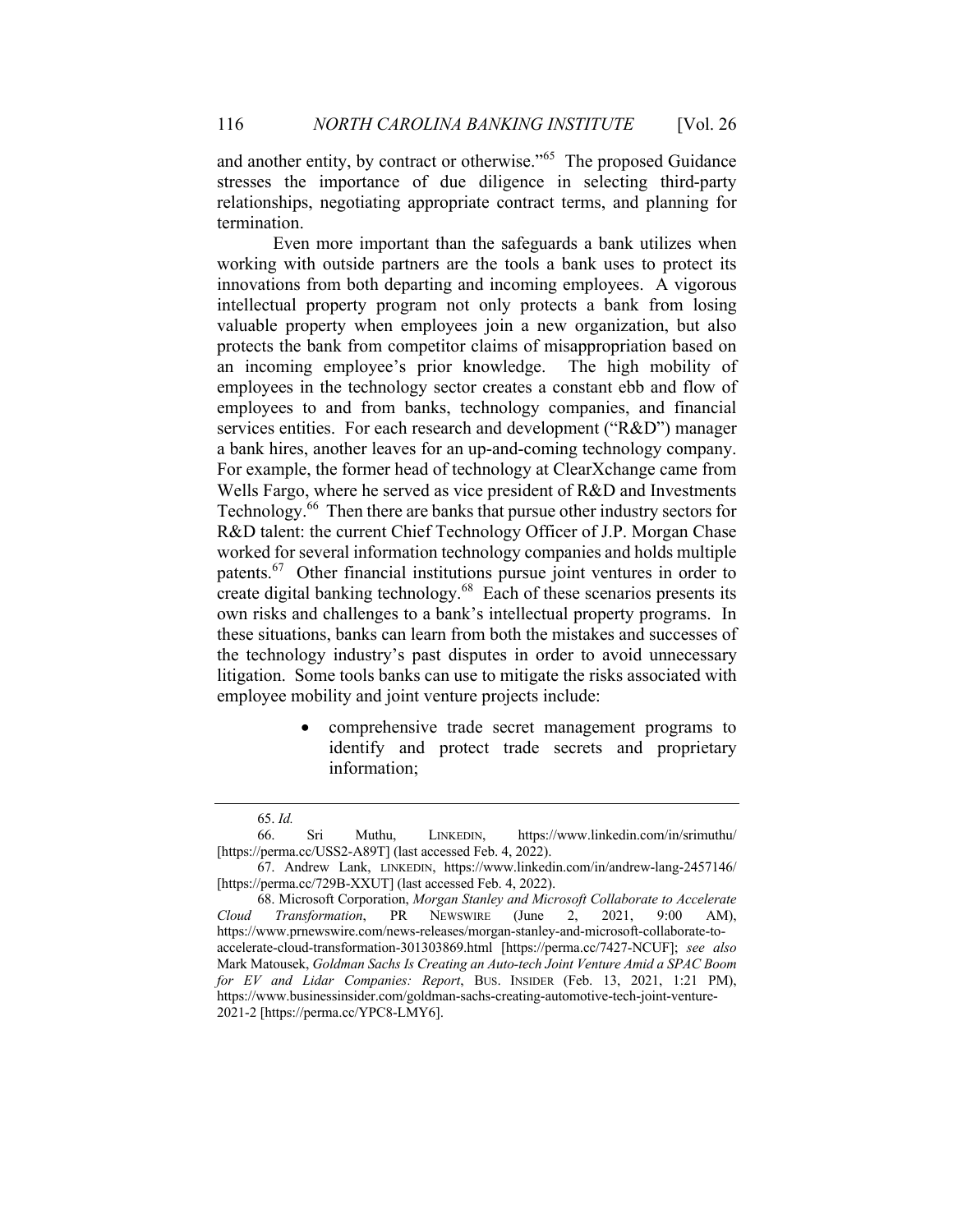and another entity, by contract or otherwise."[65] The proposed Guidance stresses the importance of due diligence in selecting third-party relationships, negotiating appropriate contract terms, and planning for termination.

Even more important than the safeguards a bank utilizes when working with outside partners are the tools a bank uses to protect its innovations from both departing and incoming employees. A vigorous intellectual property program not only protects a bank from losing valuable property when employees join a new organization, but also protects the bank from competitor claims of misappropriation based on an incoming employee's prior knowledge. The high mobility of employees in the technology sector creates a constant ebb and flow of employees to and from banks, technology companies, and financial services entities. For each research and development ("R&D") manager a bank hires, another leaves for an up-and-coming technology company. For example, the former head of technology at ClearXchange came from Wells Fargo, where he served as vice president of R&D and Investments Technology.[66] Then there are banks that pursue other industry sectors for R&D talent: the current Chief Technology Officer of J.P. Morgan Chase worked for several information technology companies and holds multiple patents.[67] Other financial institutions pursue joint ventures in order to create digital banking technology.[68] Each of these scenarios presents its own risks and challenges to a bank's intellectual property programs. In these situations, banks can learn from both the mistakes and successes of the technology industry's past disputes in order to avoid unnecessary litigation. Some tools banks can use to mitigate the risks associated with employee mobility and joint venture projects include:

- comprehensive trade secret management programs to identify and protect trade secrets and proprietary information;

---

65. *Id.*

66. Sri Muthu, LINKEDIN, https://www.linkedin.com/in/srimuthu/ [https://perma.cc/USS2-A89T] (last accessed Feb. 4, 2022).

67. Andrew Lank, LINKEDIN, https://www.linkedin.com/in/andrew-lang-2457146/ [https://perma.cc/729B-XXUT] (last accessed Feb. 4, 2022).

68. Microsoft Corporation, *Morgan Stanley and Microsoft Collaborate to Accelerate Cloud Transformation*, PR NEWSWIRE (June 2, 2021, 9:00 AM), https://www.prnewswire.com/news-releases/morgan-stanley-and-microsoft-collaborate-to-accelerate-cloud-transformation-301303869.html [https://perma.cc/7427-NCUF]; *see also* Mark Matousek, *Goldman Sachs Is Creating an Auto-tech Joint Venture Amid a SPAC Boom for EV and Lidar Companies: Report*, BUS. INSIDER (Feb. 13, 2021, 1:21 PM), https://www.businessinsider.com/goldman-sachs-creating-automotive-tech-joint-venture-2021-2 [https://perma.cc/YPC8-LMY6].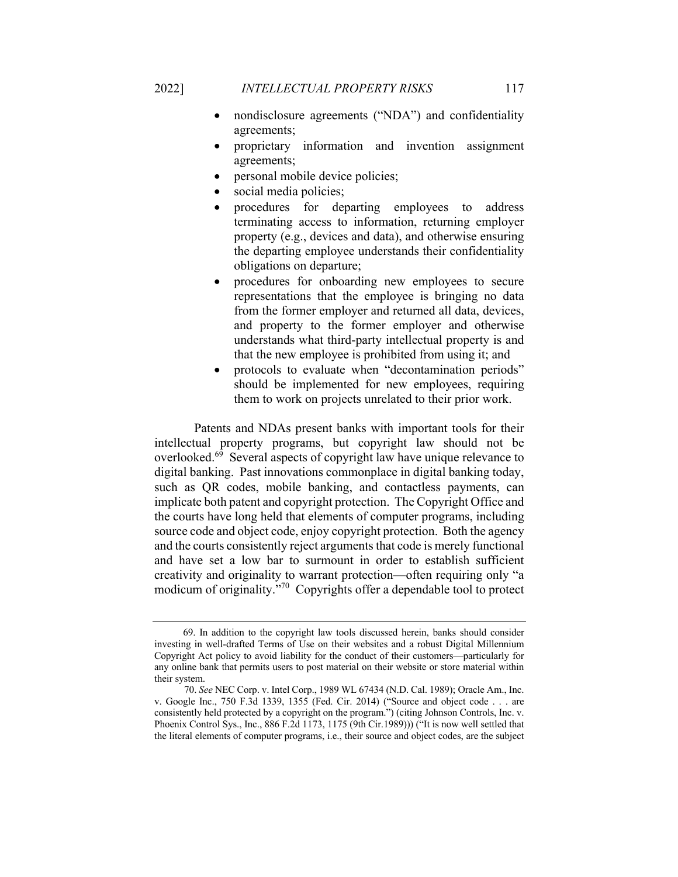- nondisclosure agreements ("NDA") and confidentiality agreements;
- proprietary information and invention assignment agreements;
- personal mobile device policies;
- social media policies;
- procedures for departing employees to address terminating access to information, returning employer property (e.g., devices and data), and otherwise ensuring the departing employee understands their confidentiality obligations on departure;
- procedures for onboarding new employees to secure representations that the employee is bringing no data from the former employer and returned all data, devices, and property to the former employer and otherwise understands what third-party intellectual property is and that the new employee is prohibited from using it; and
- protocols to evaluate when "decontamination periods" should be implemented for new employees, requiring them to work on projects unrelated to their prior work.

Patents and NDAs present banks with important tools for their intellectual property programs, but copyright law should not be overlooked.[69] Several aspects of copyright law have unique relevance to digital banking. Past innovations commonplace in digital banking today, such as QR codes, mobile banking, and contactless payments, can implicate both patent and copyright protection. The Copyright Office and the courts have long held that elements of computer programs, including source code and object code, enjoy copyright protection. Both the agency and the courts consistently reject arguments that code is merely functional and have set a low bar to surmount in order to establish sufficient creativity and originality to warrant protection—often requiring only "a modicum of originality."[70] Copyrights offer a dependable tool to protect

69. In addition to the copyright law tools discussed herein, banks should consider investing in well-drafted Terms of Use on their websites and a robust Digital Millennium Copyright Act policy to avoid liability for the conduct of their customers—particularly for any online bank that permits users to post material on their website or store material within their system.

70. *See* NEC Corp. v. Intel Corp., 1989 WL 67434 (N.D. Cal. 1989); Oracle Am., Inc. v. Google Inc., 750 F.3d 1339, 1355 (Fed. Cir. 2014) ("Source and object code . . . are consistently held protected by a copyright on the program.") (citing Johnson Controls, Inc. v. Phoenix Control Sys., Inc., 886 F.2d 1173, 1175 (9th Cir.1989))) ("It is now well settled that the literal elements of computer programs, i.e., their source and object codes, are the subject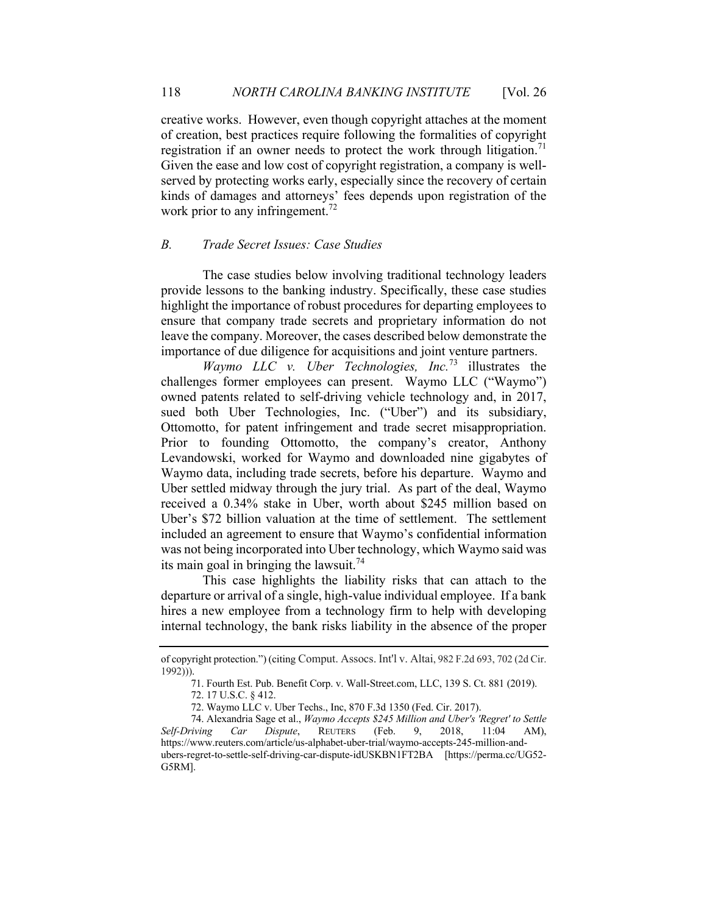creative works. However, even though copyright attaches at the moment of creation, best practices require following the formalities of copyright registration if an owner needs to protect the work through litigation.[71] Given the ease and low cost of copyright registration, a company is well-served by protecting works early, especially since the recovery of certain kinds of damages and attorneys' fees depends upon registration of the work prior to any infringement.[72]

### *B. Trade Secret Issues: Case Studies*

The case studies below involving traditional technology leaders provide lessons to the banking industry. Specifically, these case studies highlight the importance of robust procedures for departing employees to ensure that company trade secrets and proprietary information do not leave the company. Moreover, the cases described below demonstrate the importance of due diligence for acquisitions and joint venture partners.

*Waymo LLC v. Uber Technologies, Inc.*[73] illustrates the challenges former employees can present. Waymo LLC ("Waymo") owned patents related to self-driving vehicle technology and, in 2017, sued both Uber Technologies, Inc. ("Uber") and its subsidiary, Ottomotto, for patent infringement and trade secret misappropriation. Prior to founding Ottomotto, the company's creator, Anthony Levandowski, worked for Waymo and downloaded nine gigabytes of Waymo data, including trade secrets, before his departure. Waymo and Uber settled midway through the jury trial. As part of the deal, Waymo received a 0.34% stake in Uber, worth about $245 million based on Uber's $72 billion valuation at the time of settlement. The settlement included an agreement to ensure that Waymo's confidential information was not being incorporated into Uber technology, which Waymo said was its main goal in bringing the lawsuit.[74]

This case highlights the liability risks that can attach to the departure or arrival of a single, high-value individual employee. If a bank hires a new employee from a technology firm to help with developing internal technology, the bank risks liability in the absence of the proper

---

of copyright protection.") (citing Comput. Assocs. Int'l v. Altai, 982 F.2d 693, 702 (2d Cir. 1992))).

71. Fourth Est. Pub. Benefit Corp. v. Wall-Street.com, LLC, 139 S. Ct. 881 (2019).

72. 17 U.S.C. § 412.

72. Waymo LLC v. Uber Techs., Inc, 870 F.3d 1350 (Fed. Cir. 2017).

74. Alexandria Sage et al., *Waymo Accepts $245 Million and Uber's 'Regret' to Settle Self-Driving Car Dispute*, REUTERS (Feb. 9, 2018, 11:04 AM), https://www.reuters.com/article/us-alphabet-uber-trial/waymo-accepts-245-million-and-ubers-regret-to-settle-self-driving-car-dispute-idUSKBN1FT2BA [https://perma.cc/UG52-G5RM].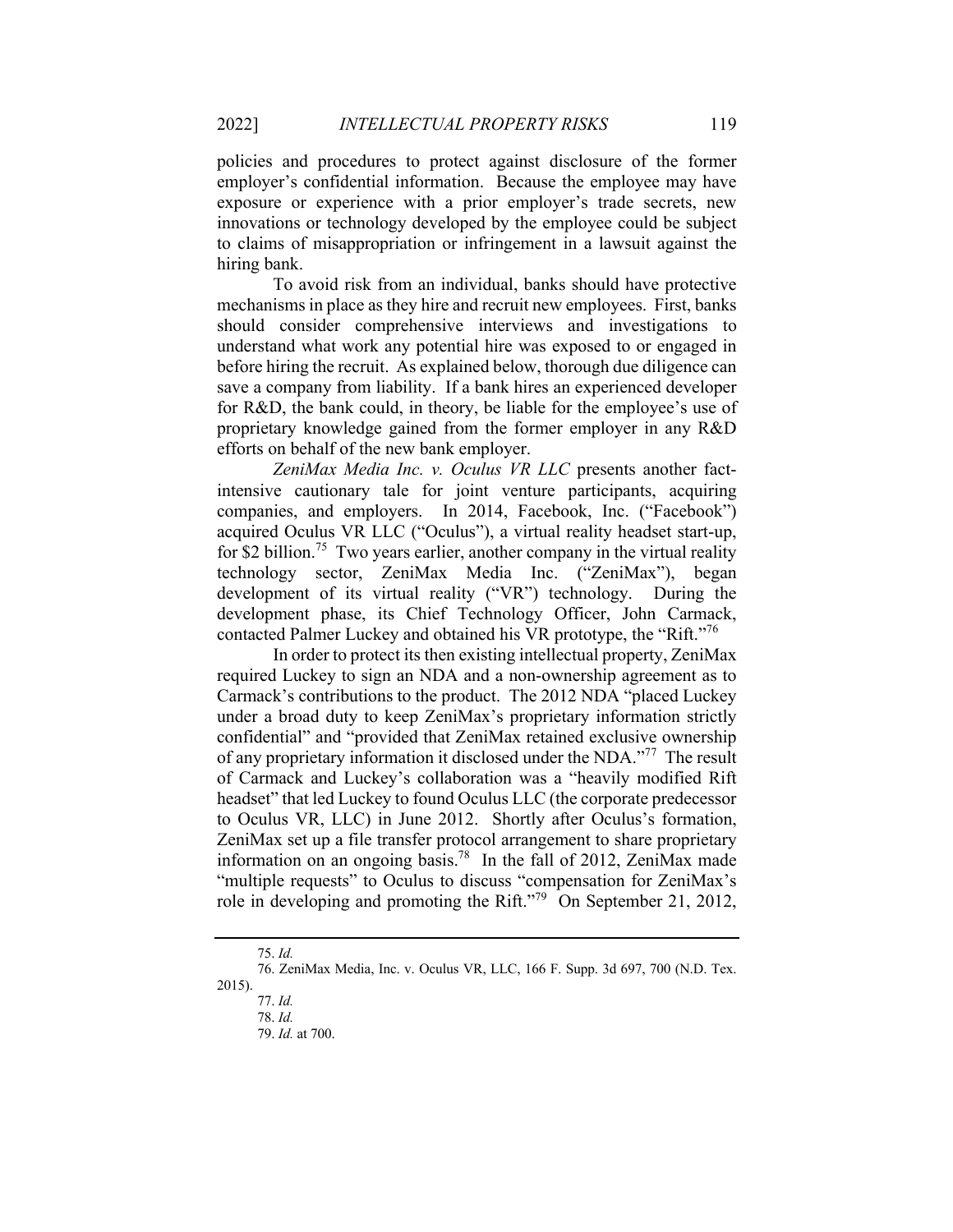policies and procedures to protect against disclosure of the former employer's confidential information. Because the employee may have exposure or experience with a prior employer's trade secrets, new innovations or technology developed by the employee could be subject to claims of misappropriation or infringement in a lawsuit against the hiring bank.

To avoid risk from an individual, banks should have protective mechanisms in place as they hire and recruit new employees. First, banks should consider comprehensive interviews and investigations to understand what work any potential hire was exposed to or engaged in before hiring the recruit. As explained below, thorough due diligence can save a company from liability. If a bank hires an experienced developer for R&D, the bank could, in theory, be liable for the employee's use of proprietary knowledge gained from the former employer in any R&D efforts on behalf of the new bank employer.

*ZeniMax Media Inc. v. Oculus VR LLC* presents another fact-intensive cautionary tale for joint venture participants, acquiring companies, and employers. In 2014, Facebook, Inc. ("Facebook") acquired Oculus VR LLC ("Oculus"), a virtual reality headset start-up, for $2 billion.[75] Two years earlier, another company in the virtual reality technology sector, ZeniMax Media Inc. ("ZeniMax"), began development of its virtual reality ("VR") technology. During the development phase, its Chief Technology Officer, John Carmack, contacted Palmer Luckey and obtained his VR prototype, the "Rift."[76]

In order to protect its then existing intellectual property, ZeniMax required Luckey to sign an NDA and a non-ownership agreement as to Carmack's contributions to the product. The 2012 NDA "placed Luckey under a broad duty to keep ZeniMax's proprietary information strictly confidential" and "provided that ZeniMax retained exclusive ownership of any proprietary information it disclosed under the NDA."[77] The result of Carmack and Luckey's collaboration was a "heavily modified Rift headset" that led Luckey to found Oculus LLC (the corporate predecessor to Oculus VR, LLC) in June 2012. Shortly after Oculus's formation, ZeniMax set up a file transfer protocol arrangement to share proprietary information on an ongoing basis.[78] In the fall of 2012, ZeniMax made "multiple requests" to Oculus to discuss "compensation for ZeniMax's role in developing and promoting the Rift."[79] On September 21, 2012,

75. *Id.*

76. ZeniMax Media, Inc. v. Oculus VR, LLC, 166 F. Supp. 3d 697, 700 (N.D. Tex. 2015).

77. *Id.*

78. *Id.*

79. *Id.* at 700.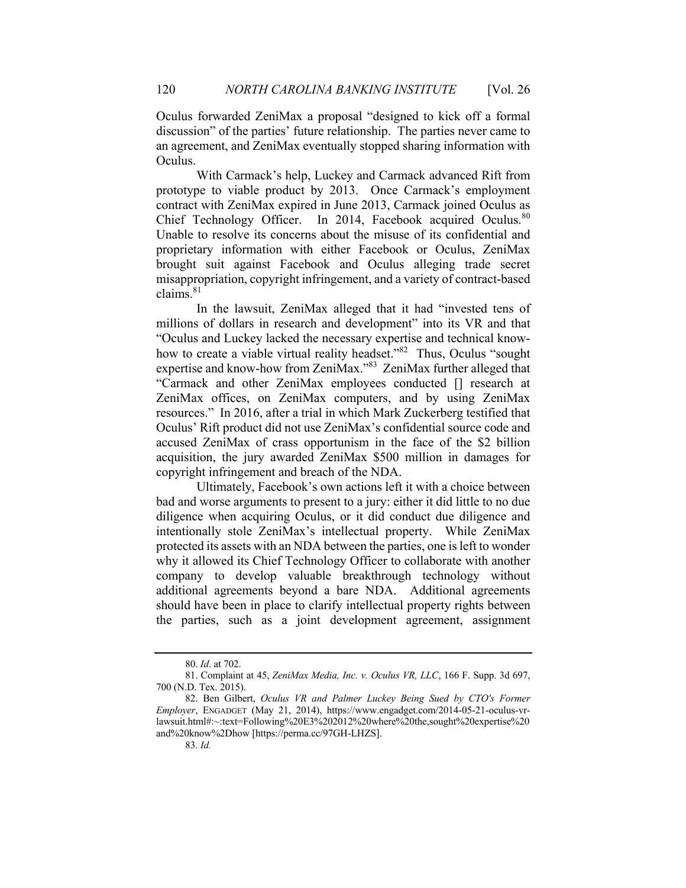Oculus forwarded ZeniMax a proposal "designed to kick off a formal discussion" of the parties' future relationship. The parties never came to an agreement, and ZeniMax eventually stopped sharing information with Oculus.

With Carmack's help, Luckey and Carmack advanced Rift from prototype to viable product by 2013. Once Carmack's employment contract with ZeniMax expired in June 2013, Carmack joined Oculus as Chief Technology Officer. In 2014, Facebook acquired Oculus.[80] Unable to resolve its concerns about the misuse of its confidential and proprietary information with either Facebook or Oculus, ZeniMax brought suit against Facebook and Oculus alleging trade secret misappropriation, copyright infringement, and a variety of contract-based claims.[81]

In the lawsuit, ZeniMax alleged that it had "invested tens of millions of dollars in research and development" into its VR and that "Oculus and Luckey lacked the necessary expertise and technical know-how to create a viable virtual reality headset."[82] Thus, Oculus "sought expertise and know-how from ZeniMax."[83] ZeniMax further alleged that "Carmack and other ZeniMax employees conducted [] research at ZeniMax offices, on ZeniMax computers, and by using ZeniMax resources." In 2016, after a trial in which Mark Zuckerberg testified that Oculus' Rift product did not use ZeniMax's confidential source code and accused ZeniMax of crass opportunism in the face of the $2 billion acquisition, the jury awarded ZeniMax $500 million in damages for copyright infringement and breach of the NDA.

Ultimately, Facebook's own actions left it with a choice between bad and worse arguments to present to a jury: either it did little to no due diligence when acquiring Oculus, or it did conduct due diligence and intentionally stole ZeniMax's intellectual property. While ZeniMax protected its assets with an NDA between the parties, one is left to wonder why it allowed its Chief Technology Officer to collaborate with another company to develop valuable breakthrough technology without additional agreements beyond a bare NDA. Additional agreements should have been in place to clarify intellectual property rights between the parties, such as a joint development agreement, assignment

---

80. *Id*. at 702.

81. Complaint at 45, *ZeniMax Media, Inc. v. Oculus VR, LLC*, 166 F. Supp. 3d 697, 700 (N.D. Tex. 2015).

82. Ben Gilbert, *Oculus VR and Palmer Luckey Being Sued by CTO's Former Employer*, ENGADGET (May 21, 2014), https://www.engadget.com/2014-05-21-oculus-vr-lawsuit.html#:~:text=Following%20E3%202012%20where%20the,sought%20expertise%20and%20know%2Dhow [https://perma.cc/97GH-LHZS].

83. *Id.*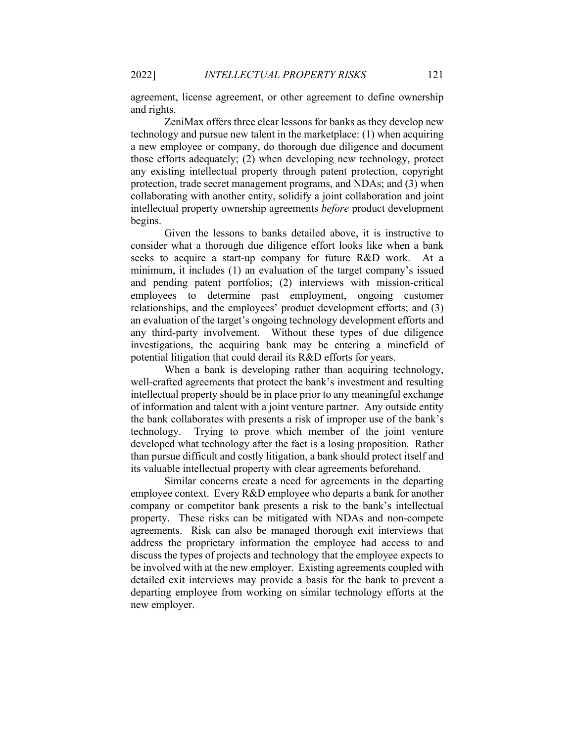agreement, license agreement, or other agreement to define ownership and rights.

ZeniMax offers three clear lessons for banks as they develop new technology and pursue new talent in the marketplace: (1) when acquiring a new employee or company, do thorough due diligence and document those efforts adequately; (2) when developing new technology, protect any existing intellectual property through patent protection, copyright protection, trade secret management programs, and NDAs; and (3) when collaborating with another entity, solidify a joint collaboration and joint intellectual property ownership agreements *before* product development begins.

Given the lessons to banks detailed above, it is instructive to consider what a thorough due diligence effort looks like when a bank seeks to acquire a start-up company for future R&D work. At a minimum, it includes (1) an evaluation of the target company's issued and pending patent portfolios; (2) interviews with mission-critical employees to determine past employment, ongoing customer relationships, and the employees' product development efforts; and (3) an evaluation of the target's ongoing technology development efforts and any third-party involvement. Without these types of due diligence investigations, the acquiring bank may be entering a minefield of potential litigation that could derail its R&D efforts for years.

When a bank is developing rather than acquiring technology, well-crafted agreements that protect the bank's investment and resulting intellectual property should be in place prior to any meaningful exchange of information and talent with a joint venture partner. Any outside entity the bank collaborates with presents a risk of improper use of the bank's technology. Trying to prove which member of the joint venture developed what technology after the fact is a losing proposition. Rather than pursue difficult and costly litigation, a bank should protect itself and its valuable intellectual property with clear agreements beforehand.

Similar concerns create a need for agreements in the departing employee context. Every R&D employee who departs a bank for another company or competitor bank presents a risk to the bank's intellectual property. These risks can be mitigated with NDAs and non-compete agreements. Risk can also be managed thorough exit interviews that address the proprietary information the employee had access to and discuss the types of projects and technology that the employee expects to be involved with at the new employer. Existing agreements coupled with detailed exit interviews may provide a basis for the bank to prevent a departing employee from working on similar technology efforts at the new employer.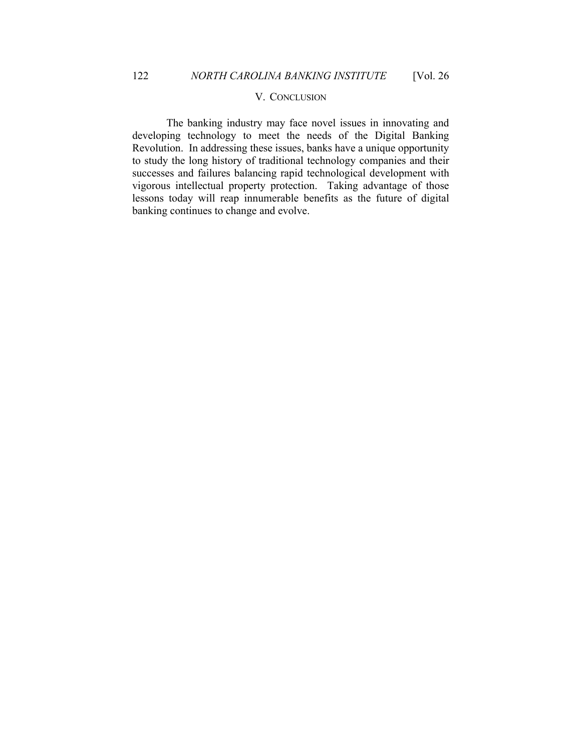## V. CONCLUSION

The banking industry may face novel issues in innovating and developing technology to meet the needs of the Digital Banking Revolution. In addressing these issues, banks have a unique opportunity to study the long history of traditional technology companies and their successes and failures balancing rapid technological development with vigorous intellectual property protection. Taking advantage of those lessons today will reap innumerable benefits as the future of digital banking continues to change and evolve.